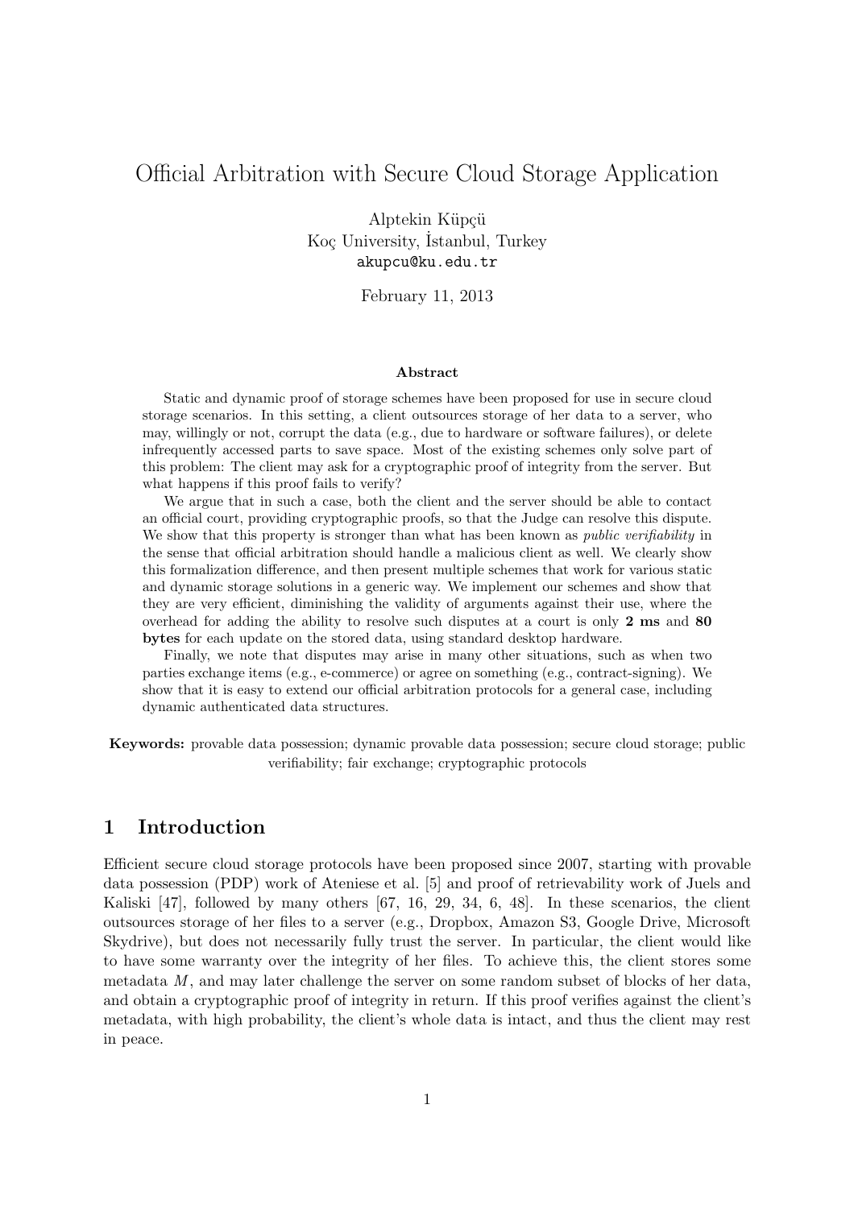# Official Arbitration with Secure Cloud Storage Application

Alptekin Küpçü
Koç University, İstanbul, Turkey
akupcu@ku.edu.tr

February 11, 2013

### Abstract

Static and dynamic proof of storage schemes have been proposed for use in secure cloud storage scenarios. In this setting, a client outsources storage of her data to a server, who may, willingly or not, corrupt the data (e.g., due to hardware or software failures), or delete infrequently accessed parts to save space. Most of the existing schemes only solve part of this problem: The client may ask for a cryptographic proof of integrity from the server. But what happens if this proof fails to verify?

We argue that in such a case, both the client and the server should be able to contact an official court, providing cryptographic proofs, so that the Judge can resolve this dispute. We show that this property is stronger than what has been known as *public verifiability* in the sense that official arbitration should handle a malicious client as well. We clearly show this formalization difference, and then present multiple schemes that work for various static and dynamic storage solutions in a generic way. We implement our schemes and show that they are very efficient, diminishing the validity of arguments against their use, where the overhead for adding the ability to resolve such disputes at a court is only **2 ms** and **80 bytes** for each update on the stored data, using standard desktop hardware.

Finally, we note that disputes may arise in many other situations, such as when two parties exchange items (e.g., e-commerce) or agree on something (e.g., contract-signing). We show that it is easy to extend our official arbitration protocols for a general case, including dynamic authenticated data structures.

**Keywords:** provable data possession; dynamic provable data possession; secure cloud storage; public verifiability; fair exchange; cryptographic protocols

## 1 Introduction

Efficient secure cloud storage protocols have been proposed since 2007, starting with provable data possession (PDP) work of Ateniese et al. [5] and proof of retrievability work of Juels and Kaliski [47], followed by many others [67, 16, 29, 34, 6, 48]. In these scenarios, the client outsources storage of her files to a server (e.g., Dropbox, Amazon S3, Google Drive, Microsoft Skydrive), but does not necessarily fully trust the server. In particular, the client would like to have some warranty over the integrity of her files. To achieve this, the client stores some metadata $M$, and may later challenge the server on some random subset of blocks of her data, and obtain a cryptographic proof of integrity in return. If this proof verifies against the client's metadata, with high probability, the client's whole data is intact, and thus the client may rest in peace.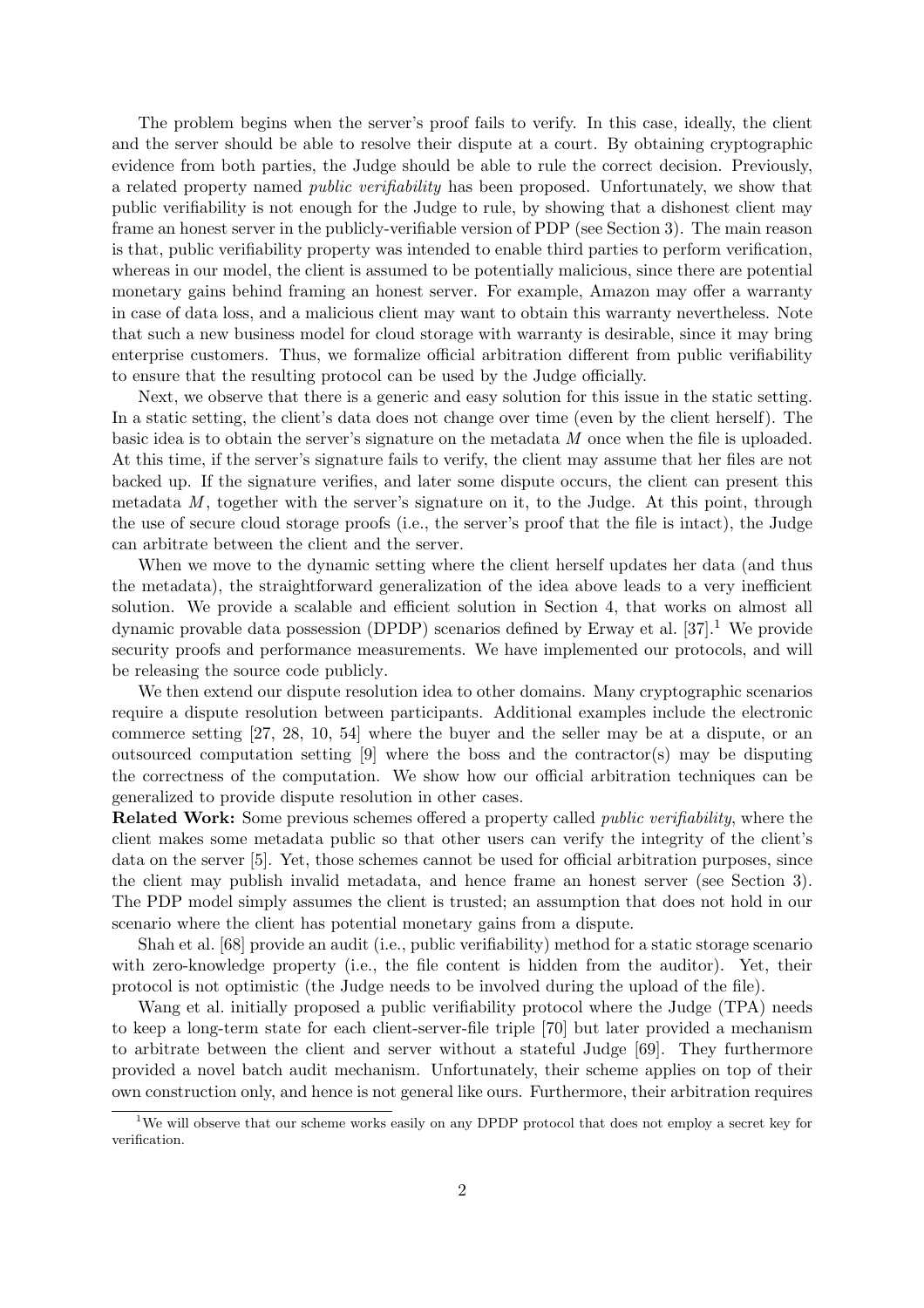The problem begins when the server's proof fails to verify. In this case, ideally, the client and the server should be able to resolve their dispute at a court. By obtaining cryptographic evidence from both parties, the Judge should be able to rule the correct decision. Previously, a related property named *public verifiability* has been proposed. Unfortunately, we show that public verifiability is not enough for the Judge to rule, by showing that a dishonest client may frame an honest server in the publicly-verifiable version of PDP (see Section 3). The main reason is that, public verifiability property was intended to enable third parties to perform verification, whereas in our model, the client is assumed to be potentially malicious, since there are potential monetary gains behind framing an honest server. For example, Amazon may offer a warranty in case of data loss, and a malicious client may want to obtain this warranty nevertheless. Note that such a new business model for cloud storage with warranty is desirable, since it may bring enterprise customers. Thus, we formalize official arbitration different from public verifiability to ensure that the resulting protocol can be used by the Judge officially.

Next, we observe that there is a generic and easy solution for this issue in the static setting. In a static setting, the client's data does not change over time (even by the client herself). The basic idea is to obtain the server's signature on the metadata $M$ once when the file is uploaded. At this time, if the server's signature fails to verify, the client may assume that her files are not backed up. If the signature verifies, and later some dispute occurs, the client can present this metadata $M$, together with the server's signature on it, to the Judge. At this point, through the use of secure cloud storage proofs (i.e., the server's proof that the file is intact), the Judge can arbitrate between the client and the server.

When we move to the dynamic setting where the client herself updates her data (and thus the metadata), the straightforward generalization of the idea above leads to a very inefficient solution. We provide a scalable and efficient solution in Section 4, that works on almost all dynamic provable data possession (DPDP) scenarios defined by Erway et al. [37].[1] We provide security proofs and performance measurements. We have implemented our protocols, and will be releasing the source code publicly.

We then extend our dispute resolution idea to other domains. Many cryptographic scenarios require a dispute resolution between participants. Additional examples include the electronic commerce setting [27, 28, 10, 54] where the buyer and the seller may be at a dispute, or an outsourced computation setting [9] where the boss and the contractor(s) may be disputing the correctness of the computation. We show how our official arbitration techniques can be generalized to provide dispute resolution in other cases.

**Related Work:** Some previous schemes offered a property called *public verifiability*, where the client makes some metadata public so that other users can verify the integrity of the client's data on the server [5]. Yet, those schemes cannot be used for official arbitration purposes, since the client may publish invalid metadata, and hence frame an honest server (see Section 3). The PDP model simply assumes the client is trusted; an assumption that does not hold in our scenario where the client has potential monetary gains from a dispute.

Shah et al. [68] provide an audit (i.e., public verifiability) method for a static storage scenario with zero-knowledge property (i.e., the file content is hidden from the auditor). Yet, their protocol is not optimistic (the Judge needs to be involved during the upload of the file).

Wang et al. initially proposed a public verifiability protocol where the Judge (TPA) needs to keep a long-term state for each client-server-file triple [70] but later provided a mechanism to arbitrate between the client and server without a stateful Judge [69]. They furthermore provided a novel batch audit mechanism. Unfortunately, their scheme applies on top of their own construction only, and hence is not general like ours. Furthermore, their arbitration requires

[1] We will observe that our scheme works easily on any DPDP protocol that does not employ a secret key for verification.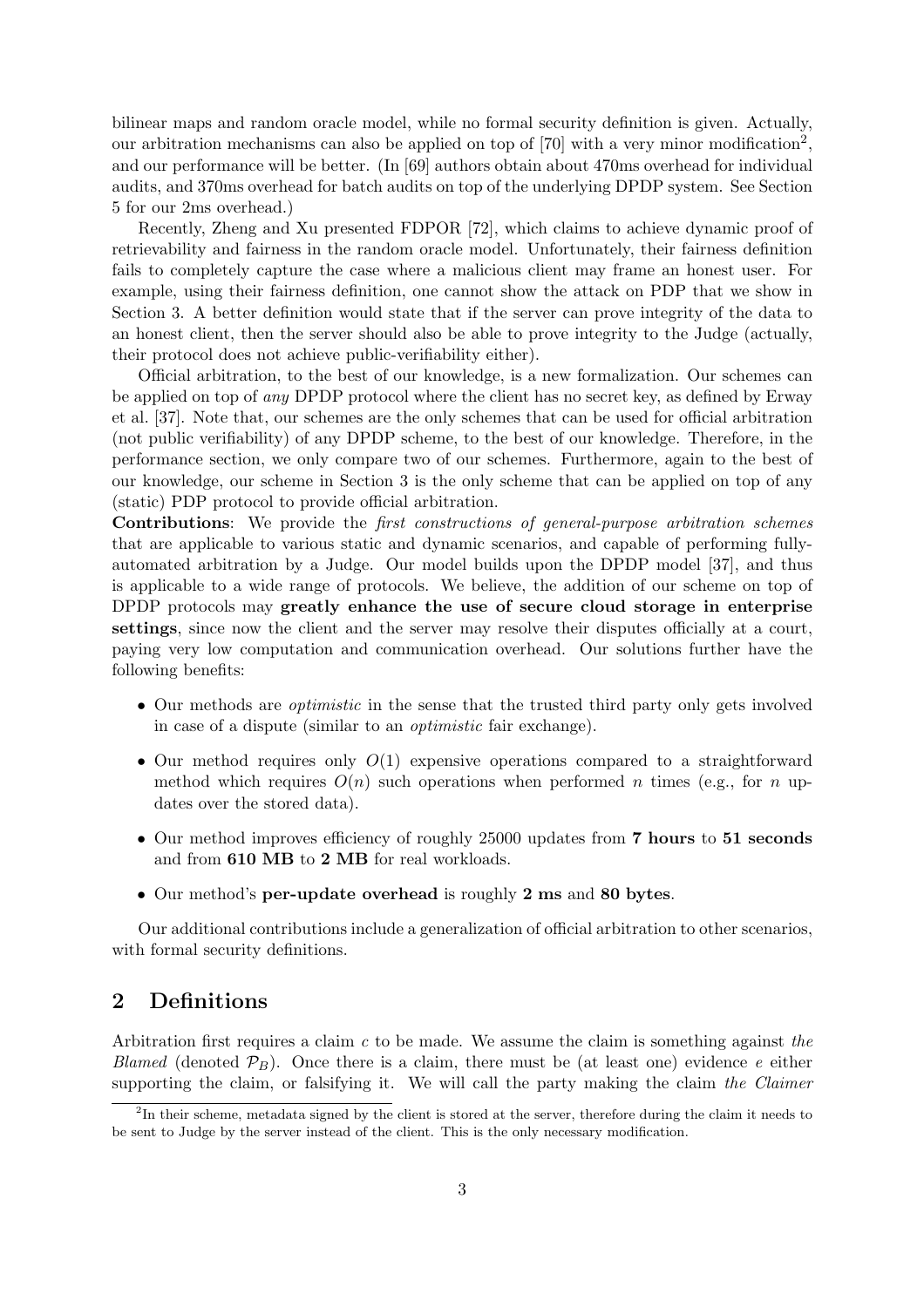bilinear maps and random oracle model, while no formal security definition is given. Actually, our arbitration mechanisms can also be applied on top of [70] with a very minor modification[2], and our performance will be better. (In [69] authors obtain about 470ms overhead for individual audits, and 370ms overhead for batch audits on top of the underlying DPDP system. See Section 5 for our 2ms overhead.)

Recently, Zheng and Xu presented FDPOR [72], which claims to achieve dynamic proof of retrievability and fairness in the random oracle model. Unfortunately, their fairness definition fails to completely capture the case where a malicious client may frame an honest user. For example, using their fairness definition, one cannot show the attack on PDP that we show in Section 3. A better definition would state that if the server can prove integrity of the data to an honest client, then the server should also be able to prove integrity to the Judge (actually, their protocol does not achieve public-verifiability either).

Official arbitration, to the best of our knowledge, is a new formalization. Our schemes can be applied on top of *any* DPDP protocol where the client has no secret key, as defined by Erway et al. [37]. Note that, our schemes are the only schemes that can be used for official arbitration (not public verifiability) of any DPDP scheme, to the best of our knowledge. Therefore, in the performance section, we only compare two of our schemes. Furthermore, again to the best of our knowledge, our scheme in Section 3 is the only scheme that can be applied on top of any (static) PDP protocol to provide official arbitration.

**Contributions**: We provide the *first constructions of general-purpose arbitration schemes* that are applicable to various static and dynamic scenarios, and capable of performing fully-automated arbitration by a Judge. Our model builds upon the DPDP model [37], and thus is applicable to a wide range of protocols. We believe, the addition of our scheme on top of DPDP protocols may **greatly enhance the use of secure cloud storage in enterprise settings**, since now the client and the server may resolve their disputes officially at a court, paying very low computation and communication overhead. Our solutions further have the following benefits:

- Our methods are *optimistic* in the sense that the trusted third party only gets involved in case of a dispute (similar to an *optimistic* fair exchange).
- Our method requires only $O(1)$ expensive operations compared to a straightforward method which requires $O(n)$ such operations when performed $n$ times (e.g., for $n$ updates over the stored data).
- Our method improves efficiency of roughly 25000 updates from **7 hours** to **51 seconds** and from **610 MB** to **2 MB** for real workloads.
- Our method's **per-update overhead** is roughly **2 ms** and **80 bytes**.

Our additional contributions include a generalization of official arbitration to other scenarios, with formal security definitions.

## 2 Definitions

Arbitration first requires a claim $c$ to be made. We assume the claim is something against *the Blamed* (denoted $\mathcal{P}_B$). Once there is a claim, there must be (at least one) evidence $e$ either supporting the claim, or falsifying it. We will call the party making the claim *the Claimer*

[2] In their scheme, metadata signed by the client is stored at the server, therefore during the claim it needs to be sent to Judge by the server instead of the client. This is the only necessary modification.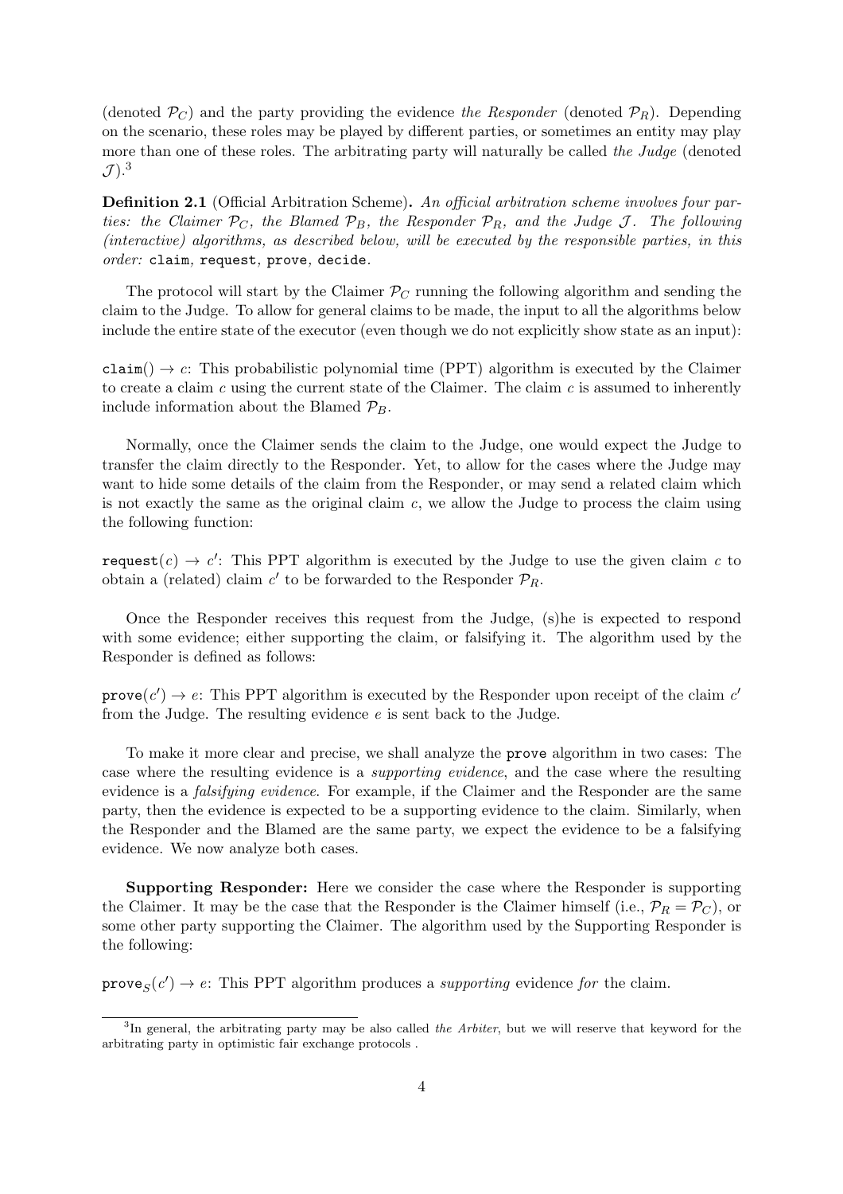(denoted $\mathcal{P}_C$) and the party providing the evidence *the Responder* (denoted $\mathcal{P}_R$). Depending on the scenario, these roles may be played by different parties, or sometimes an entity may play more than one of these roles. The arbitrating party will naturally be called *the Judge* (denoted $\mathcal{J}$).[3]

**Definition 2.1** (Official Arbitration Scheme)**.** *An official arbitration scheme involves four parties: the Claimer $\mathcal{P}_C$, the Blamed $\mathcal{P}_B$, the Responder $\mathcal{P}_R$, and the Judge $\mathcal{J}$. The following (interactive) algorithms, as described below, will be executed by the responsible parties, in this order:* `claim`*,* `request`*,* `prove`*,* `decide`*.*

The protocol will start by the Claimer $\mathcal{P}_C$ running the following algorithm and sending the claim to the Judge. To allow for general claims to be made, the input to all the algorithms below include the entire state of the executor (even though we do not explicitly show state as an input):

`claim`$() \to c$: This probabilistic polynomial time (PPT) algorithm is executed by the Claimer to create a claim $c$ using the current state of the Claimer. The claim $c$ is assumed to inherently include information about the Blamed $\mathcal{P}_B$.

Normally, once the Claimer sends the claim to the Judge, one would expect the Judge to transfer the claim directly to the Responder. Yet, to allow for the cases where the Judge may want to hide some details of the claim from the Responder, or may send a related claim which is not exactly the same as the original claim $c$, we allow the Judge to process the claim using the following function:

`request`$(c) \to c'$: This PPT algorithm is executed by the Judge to use the given claim $c$ to obtain a (related) claim $c'$ to be forwarded to the Responder $\mathcal{P}_R$.

Once the Responder receives this request from the Judge, (s)he is expected to respond with some evidence; either supporting the claim, or falsifying it. The algorithm used by the Responder is defined as follows:

`prove`$(c') \to e$: This PPT algorithm is executed by the Responder upon receipt of the claim $c'$ from the Judge. The resulting evidence $e$ is sent back to the Judge.

To make it more clear and precise, we shall analyze the `prove` algorithm in two cases: The case where the resulting evidence is a *supporting evidence*, and the case where the resulting evidence is a *falsifying evidence*. For example, if the Claimer and the Responder are the same party, then the evidence is expected to be a supporting evidence to the claim. Similarly, when the Responder and the Blamed are the same party, we expect the evidence to be a falsifying evidence. We now analyze both cases.

**Supporting Responder:** Here we consider the case where the Responder is supporting the Claimer. It may be the case that the Responder is the Claimer himself (i.e., $\mathcal{P}_R = \mathcal{P}_C$), or some other party supporting the Claimer. The algorithm used by the Supporting Responder is the following:

`prove`$_S(c') \to e$: This PPT algorithm produces a *supporting* evidence *for* the claim.

[3]In general, the arbitrating party may be also called *the Arbiter*, but we will reserve that keyword for the arbitrating party in optimistic fair exchange protocols .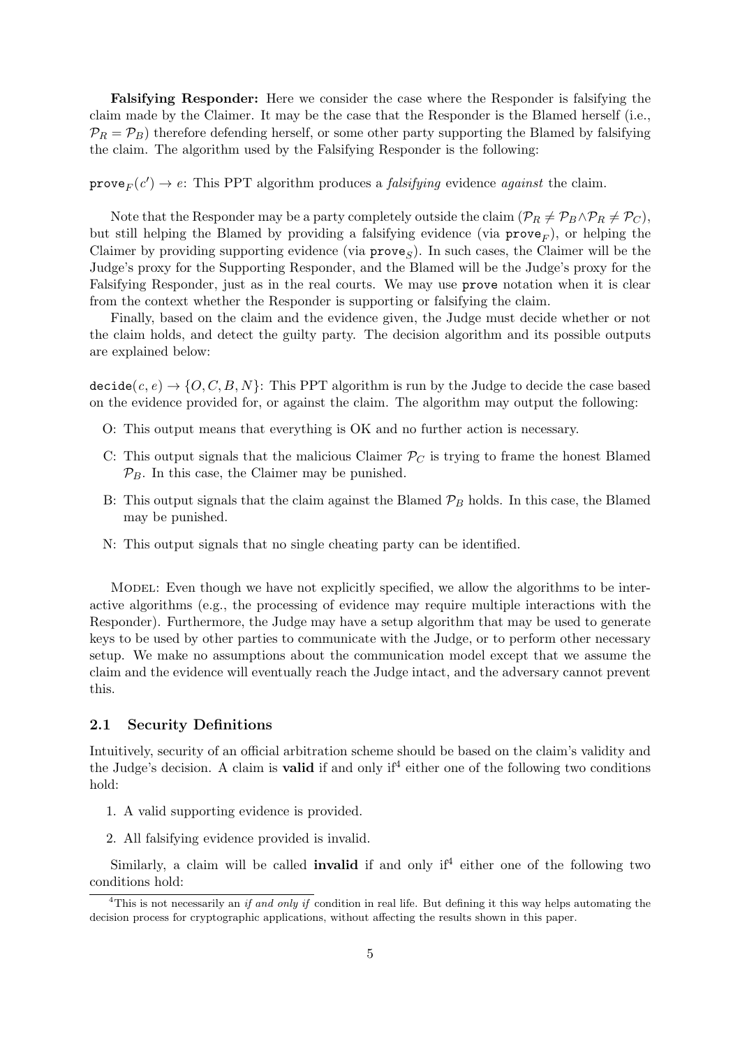**Falsifying Responder:** Here we consider the case where the Responder is falsifying the claim made by the Claimer. It may be the case that the Responder is the Blamed herself (i.e., $\mathcal{P}_R = \mathcal{P}_B$) therefore defending herself, or some other party supporting the Blamed by falsifying the claim. The algorithm used by the Falsifying Responder is the following:

$\texttt{prove}_F(c') \rightarrow e$: This PPT algorithm produces a *falsifying* evidence *against* the claim.

Note that the Responder may be a party completely outside the claim ($\mathcal{P}_R \neq \mathcal{P}_B \wedge \mathcal{P}_R \neq \mathcal{P}_C$), but still helping the Blamed by providing a falsifying evidence (via $\texttt{prove}_F$), or helping the Claimer by providing supporting evidence (via $\texttt{prove}_S$). In such cases, the Claimer will be the Judge's proxy for the Supporting Responder, and the Blamed will be the Judge's proxy for the Falsifying Responder, just as in the real courts. We may use `prove` notation when it is clear from the context whether the Responder is supporting or falsifying the claim.

Finally, based on the claim and the evidence given, the Judge must decide whether or not the claim holds, and detect the guilty party. The decision algorithm and its possible outputs are explained below:

$\texttt{decide}(c, e) \rightarrow \{O, C, B, N\}$: This PPT algorithm is run by the Judge to decide the case based on the evidence provided for, or against the claim. The algorithm may output the following:

- O: This output means that everything is OK and no further action is necessary.
- C: This output signals that the malicious Claimer $\mathcal{P}_C$ is trying to frame the honest Blamed $\mathcal{P}_B$. In this case, the Claimer may be punished.
- B: This output signals that the claim against the Blamed $\mathcal{P}_B$ holds. In this case, the Blamed may be punished.
- N: This output signals that no single cheating party can be identified.

Model: Even though we have not explicitly specified, we allow the algorithms to be interactive algorithms (e.g., the processing of evidence may require multiple interactions with the Responder). Furthermore, the Judge may have a setup algorithm that may be used to generate keys to be used by other parties to communicate with the Judge, or to perform other necessary setup. We make no assumptions about the communication model except that we assume the claim and the evidence will eventually reach the Judge intact, and the adversary cannot prevent this.

### 2.1 Security Definitions

Intuitively, security of an official arbitration scheme should be based on the claim's validity and the Judge's decision. A claim is **valid** if and only if[4] either one of the following two conditions hold:

1. A valid supporting evidence is provided.
2. All falsifying evidence provided is invalid.

Similarly, a claim will be called **invalid** if and only if[4] either one of the following two conditions hold:

[4] This is not necessarily an *if and only if* condition in real life. But defining it this way helps automating the decision process for cryptographic applications, without affecting the results shown in this paper.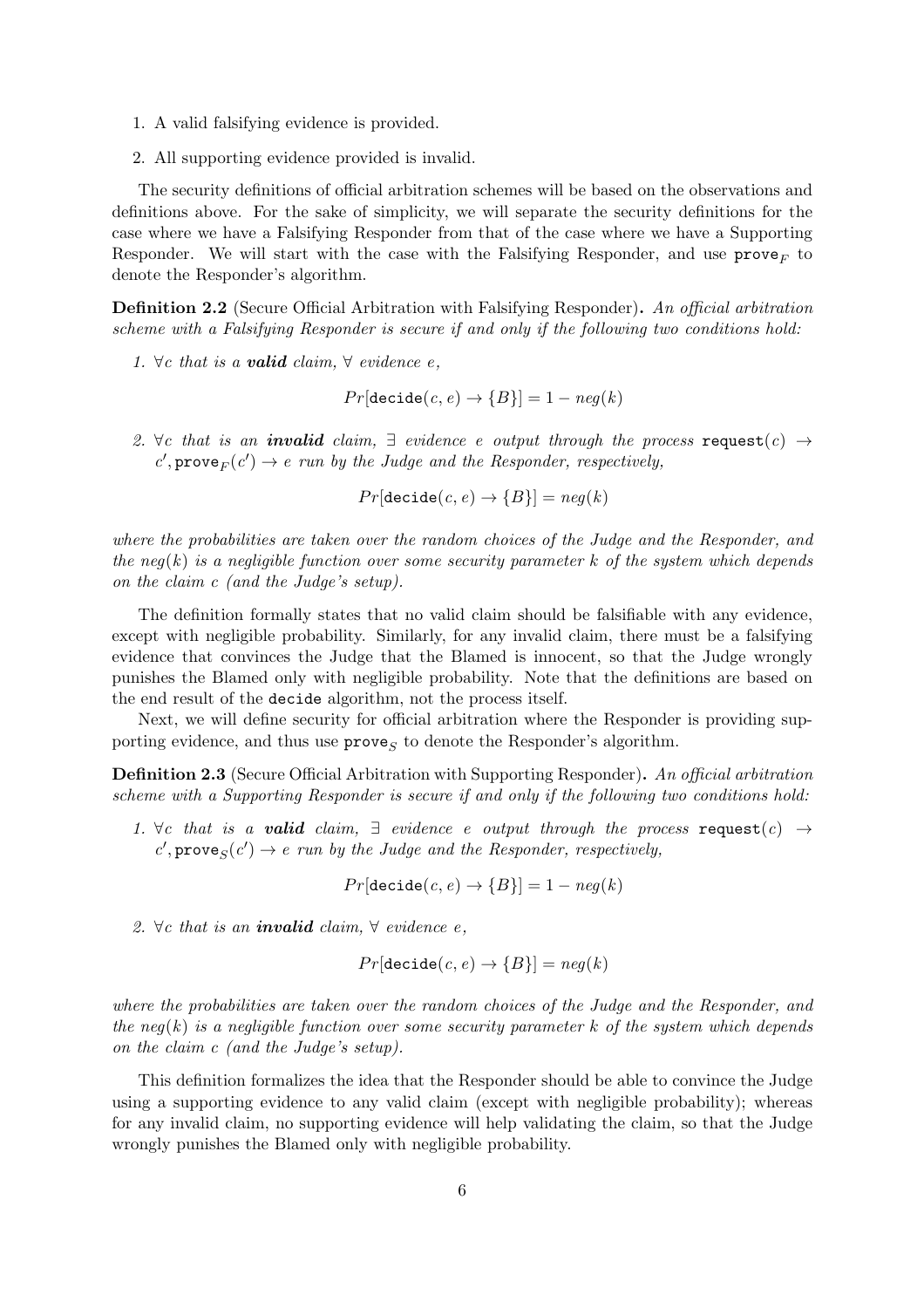1. A valid falsifying evidence is provided.
2. All supporting evidence provided is invalid.

The security definitions of official arbitration schemes will be based on the observations and definitions above. For the sake of simplicity, we will separate the security definitions for the case where we have a Falsifying Responder from that of the case where we have a Supporting Responder. We will start with the case with the Falsifying Responder, and use $\texttt{prove}_F$ to denote the Responder's algorithm.

**Definition 2.2** (Secure Official Arbitration with Falsifying Responder)**.** *An official arbitration scheme with a Falsifying Responder is secure if and only if the following two conditions hold:*

1. *$\forall c$ that is a **valid** claim, $\forall$ evidence $e$,*

$$Pr[\texttt{decide}(c, e) \rightarrow \{B\}] = 1 - neg(k)$$

2. *$\forall c$ that is an **invalid** claim, $\exists$ evidence $e$ output through the process $\texttt{request}(c) \rightarrow c', \texttt{prove}_F(c') \rightarrow e$ run by the Judge and the Responder, respectively,*

$$Pr[\texttt{decide}(c, e) \rightarrow \{B\}] = neg(k)$$

*where the probabilities are taken over the random choices of the Judge and the Responder, and the $neg(k)$ is a negligible function over some security parameter $k$ of the system which depends on the claim $c$ (and the Judge's setup).*

The definition formally states that no valid claim should be falsifiable with any evidence, except with negligible probability. Similarly, for any invalid claim, there must be a falsifying evidence that convinces the Judge that the Blamed is innocent, so that the Judge wrongly punishes the Blamed only with negligible probability. Note that the definitions are based on the end result of the `decide` algorithm, not the process itself.

Next, we will define security for official arbitration where the Responder is providing supporting evidence, and thus use $\texttt{prove}_S$ to denote the Responder's algorithm.

**Definition 2.3** (Secure Official Arbitration with Supporting Responder)**.** *An official arbitration scheme with a Supporting Responder is secure if and only if the following two conditions hold:*

1. *$\forall c$ that is a **valid** claim, $\exists$ evidence $e$ output through the process $\texttt{request}(c) \rightarrow c', \texttt{prove}_S(c') \rightarrow e$ run by the Judge and the Responder, respectively,*

$$Pr[\texttt{decide}(c, e) \rightarrow \{B\}] = 1 - neg(k)$$

2. *$\forall c$ that is an **invalid** claim, $\forall$ evidence $e$,*

$$Pr[\texttt{decide}(c, e) \rightarrow \{B\}] = neg(k)$$

*where the probabilities are taken over the random choices of the Judge and the Responder, and the $neg(k)$ is a negligible function over some security parameter $k$ of the system which depends on the claim $c$ (and the Judge's setup).*

This definition formalizes the idea that the Responder should be able to convince the Judge using a supporting evidence to any valid claim (except with negligible probability); whereas for any invalid claim, no supporting evidence will help validating the claim, so that the Judge wrongly punishes the Blamed only with negligible probability.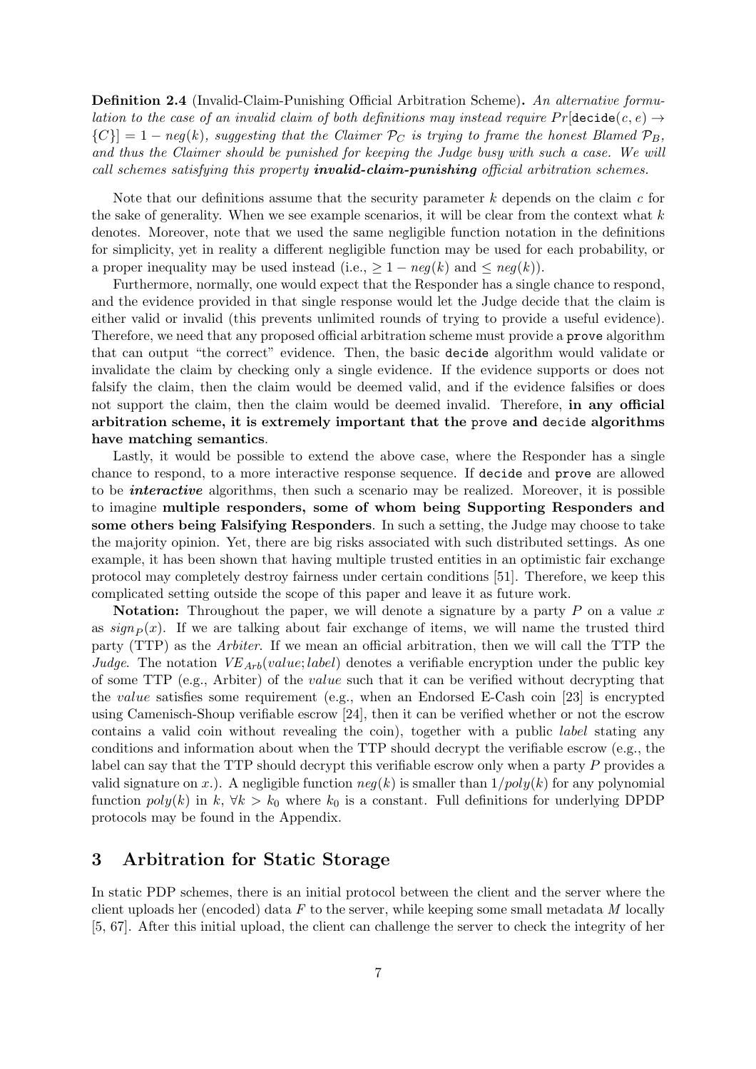**Definition 2.4** (Invalid-Claim-Punishing Official Arbitration Scheme)**.** *An alternative formulation to the case of an invalid claim of both definitions may instead require $Pr[\texttt{decide}(c, e) \rightarrow \{C\}] = 1 - neg(k)$, suggesting that the Claimer $\mathcal{P}_C$ is trying to frame the honest Blamed $\mathcal{P}_B$, and thus the Claimer should be punished for keeping the Judge busy with such a case. We will call schemes satisfying this property* ***invalid-claim-punishing*** *official arbitration schemes.*

Note that our definitions assume that the security parameter $k$ depends on the claim $c$ for the sake of generality. When we see example scenarios, it will be clear from the context what $k$ denotes. Moreover, note that we used the same negligible function notation in the definitions for simplicity, yet in reality a different negligible function may be used for each probability, or a proper inequality may be used instead (i.e., $\geq 1 - neg(k)$ and $\leq neg(k)$).

Furthermore, normally, one would expect that the Responder has a single chance to respond, and the evidence provided in that single response would let the Judge decide that the claim is either valid or invalid (this prevents unlimited rounds of trying to provide a useful evidence). Therefore, we need that any proposed official arbitration scheme must provide a `prove` algorithm that can output "the correct" evidence. Then, the basic `decide` algorithm would validate or invalidate the claim by checking only a single evidence. If the evidence supports or does not falsify the claim, then the claim would be deemed valid, and if the evidence falsifies or does not support the claim, then the claim would be deemed invalid. Therefore, **in any official arbitration scheme, it is extremely important that the `prove` and `decide` algorithms have matching semantics**.

Lastly, it would be possible to extend the above case, where the Responder has a single chance to respond, to a more interactive response sequence. If `decide` and `prove` are allowed to be ***interactive*** algorithms, then such a scenario may be realized. Moreover, it is possible to imagine **multiple responders, some of whom being Supporting Responders and some others being Falsifying Responders**. In such a setting, the Judge may choose to take the majority opinion. Yet, there are big risks associated with such distributed settings. As one example, it has been shown that having multiple trusted entities in an optimistic fair exchange protocol may completely destroy fairness under certain conditions [51]. Therefore, we keep this complicated setting outside the scope of this paper and leave it as future work.

**Notation:** Throughout the paper, we will denote a signature by a party $P$ on a value $x$ as $sign_P(x)$. If we are talking about fair exchange of items, we will name the trusted third party (TTP) as the *Arbiter*. If we mean an official arbitration, then we will call the TTP the *Judge*. The notation $VE_{Arb}(value; label)$ denotes a verifiable encryption under the public key of some TTP (e.g., Arbiter) of the *value* such that it can be verified without decrypting that the *value* satisfies some requirement (e.g., when an Endorsed E-Cash coin [23] is encrypted using Camenisch-Shoup verifiable escrow [24], then it can be verified whether or not the escrow contains a valid coin without revealing the coin), together with a public *label* stating any conditions and information about when the TTP should decrypt the verifiable escrow (e.g., the label can say that the TTP should decrypt this verifiable escrow only when a party $P$ provides a valid signature on $x$.). A negligible function $neg(k)$ is smaller than $1/poly(k)$ for any polynomial function $poly(k)$ in $k$, $\forall k > k_0$ where $k_0$ is a constant. Full definitions for underlying DPDP protocols may be found in the Appendix.

## 3 Arbitration for Static Storage

In static PDP schemes, there is an initial protocol between the client and the server where the client uploads her (encoded) data $F$ to the server, while keeping some small metadata $M$ locally [5, 67]. After this initial upload, the client can challenge the server to check the integrity of her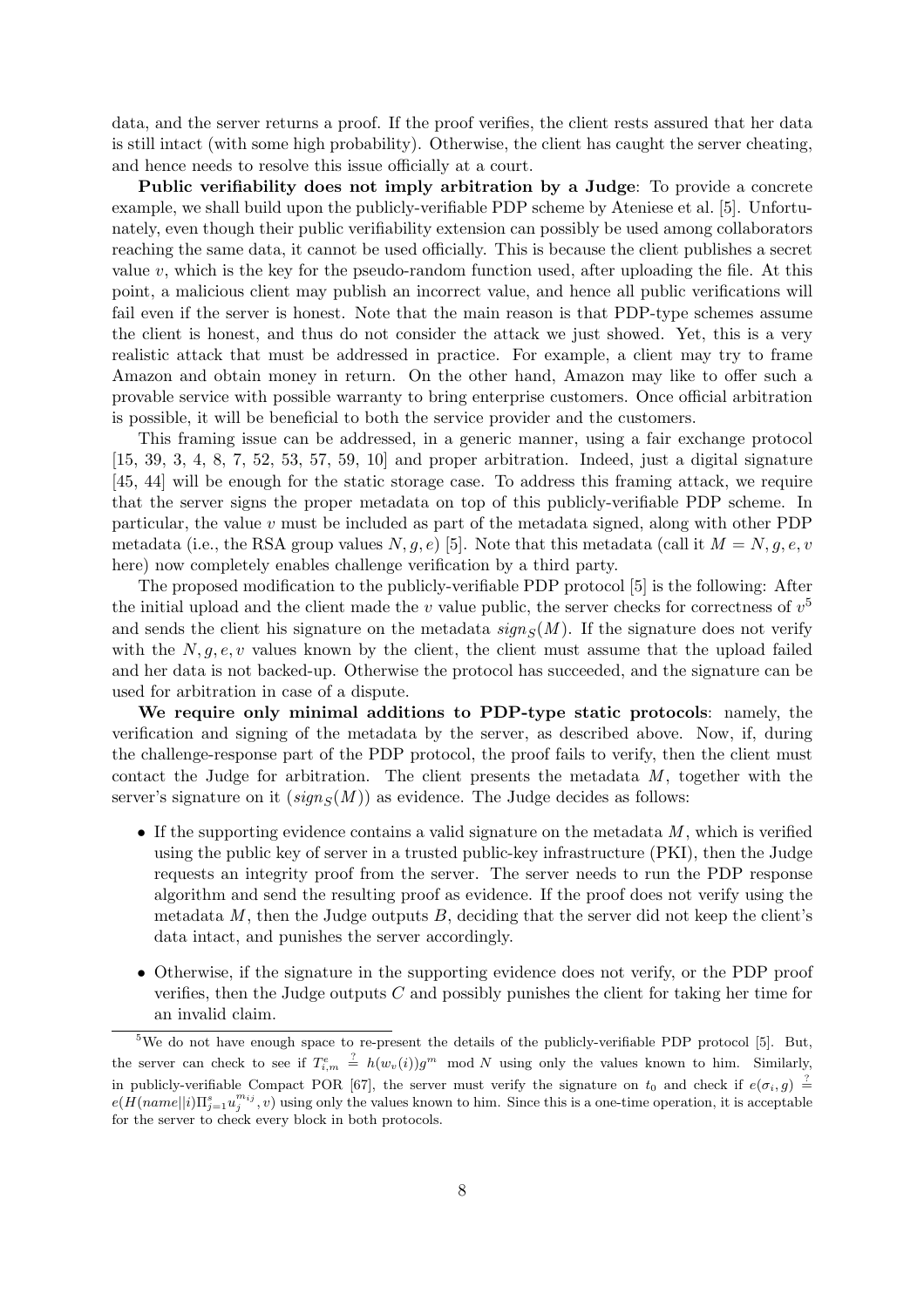data, and the server returns a proof. If the proof verifies, the client rests assured that her data is still intact (with some high probability). Otherwise, the client has caught the server cheating, and hence needs to resolve this issue officially at a court.

**Public verifiability does not imply arbitration by a Judge**: To provide a concrete example, we shall build upon the publicly-verifiable PDP scheme by Ateniese et al. [5]. Unfortunately, even though their public verifiability extension can possibly be used among collaborators reaching the same data, it cannot be used officially. This is because the client publishes a secret value $v$, which is the key for the pseudo-random function used, after uploading the file. At this point, a malicious client may publish an incorrect value, and hence all public verifications will fail even if the server is honest. Note that the main reason is that PDP-type schemes assume the client is honest, and thus do not consider the attack we just showed. Yet, this is a very realistic attack that must be addressed in practice. For example, a client may try to frame Amazon and obtain money in return. On the other hand, Amazon may like to offer such a provable service with possible warranty to bring enterprise customers. Once official arbitration is possible, it will be beneficial to both the service provider and the customers.

This framing issue can be addressed, in a generic manner, using a fair exchange protocol [15, 39, 3, 4, 8, 7, 52, 53, 57, 59, 10] and proper arbitration. Indeed, just a digital signature [45, 44] will be enough for the static storage case. To address this framing attack, we require that the server signs the proper metadata on top of this publicly-verifiable PDP scheme. In particular, the value $v$ must be included as part of the metadata signed, along with other PDP metadata (i.e., the RSA group values $N, g, e$) [5]. Note that this metadata (call it $M = N, g, e, v$ here) now completely enables challenge verification by a third party.

The proposed modification to the publicly-verifiable PDP protocol [5] is the following: After the initial upload and the client made the $v$ value public, the server checks for correctness of $v$[5] and sends the client his signature on the metadata $sign_S(M)$. If the signature does not verify with the $N, g, e, v$ values known by the client, the client must assume that the upload failed and her data is not backed-up. Otherwise the protocol has succeeded, and the signature can be used for arbitration in case of a dispute.

**We require only minimal additions to PDP-type static protocols**: namely, the verification and signing of the metadata by the server, as described above. Now, if, during the challenge-response part of the PDP protocol, the proof fails to verify, then the client must contact the Judge for arbitration. The client presents the metadata $M$, together with the server's signature on it ($sign_S(M)$) as evidence. The Judge decides as follows:

- If the supporting evidence contains a valid signature on the metadata $M$, which is verified using the public key of server in a trusted public-key infrastructure (PKI), then the Judge requests an integrity proof from the server. The server needs to run the PDP response algorithm and send the resulting proof as evidence. If the proof does not verify using the metadata $M$, then the Judge outputs $B$, deciding that the server did not keep the client's data intact, and punishes the server accordingly.
- Otherwise, if the signature in the supporting evidence does not verify, or the PDP proof verifies, then the Judge outputs $C$ and possibly punishes the client for taking her time for an invalid claim.

[5] We do not have enough space to re-present the details of the publicly-verifiable PDP protocol [5]. But, the server can check to see if $T^e_{i,m} \stackrel{?}{=} h(w_v(i))g^m \mod N$ using only the values known to him. Similarly, in publicly-verifiable Compact POR [67], the server must verify the signature on $t_0$ and check if $e(\sigma_i, g) \stackrel{?}{=} e(H(name||i)\Pi_{j=1}^{s} u_j^{m_{ij}}, v)$ using only the values known to him. Since this is a one-time operation, it is acceptable for the server to check every block in both protocols.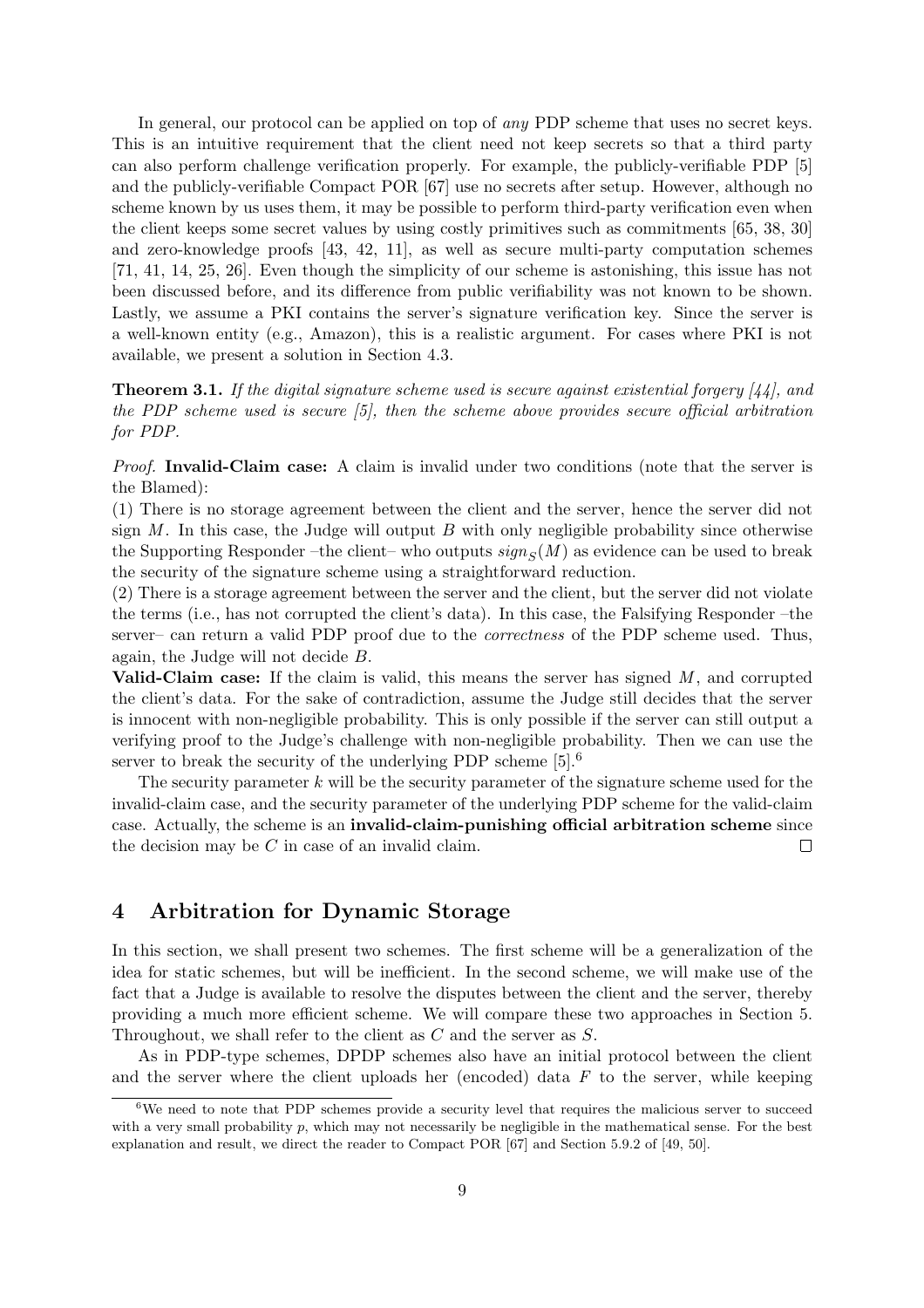In general, our protocol can be applied on top of *any* PDP scheme that uses no secret keys. This is an intuitive requirement that the client need not keep secrets so that a third party can also perform challenge verification properly. For example, the publicly-verifiable PDP [5] and the publicly-verifiable Compact POR [67] use no secrets after setup. However, although no scheme known by us uses them, it may be possible to perform third-party verification even when the client keeps some secret values by using costly primitives such as commitments [65, 38, 30] and zero-knowledge proofs [43, 42, 11], as well as secure multi-party computation schemes [71, 41, 14, 25, 26]. Even though the simplicity of our scheme is astonishing, this issue has not been discussed before, and its difference from public verifiability was not known to be shown. Lastly, we assume a PKI contains the server's signature verification key. Since the server is a well-known entity (e.g., Amazon), this is a realistic argument. For cases where PKI is not available, we present a solution in Section 4.3.

**Theorem 3.1.** *If the digital signature scheme used is secure against existential forgery [44], and the PDP scheme used is secure [5], then the scheme above provides secure official arbitration for PDP.*

*Proof.* **Invalid-Claim case:** A claim is invalid under two conditions (note that the server is the Blamed):

(1) There is no storage agreement between the client and the server, hence the server did not sign $M$. In this case, the Judge will output $B$ with only negligible probability since otherwise the Supporting Responder –the client– who outputs $sign_S(M)$ as evidence can be used to break the security of the signature scheme using a straightforward reduction.

(2) There is a storage agreement between the server and the client, but the server did not violate the terms (i.e., has not corrupted the client's data). In this case, the Falsifying Responder –the server– can return a valid PDP proof due to the *correctness* of the PDP scheme used. Thus, again, the Judge will not decide $B$.

**Valid-Claim case:** If the claim is valid, this means the server has signed $M$, and corrupted the client's data. For the sake of contradiction, assume the Judge still decides that the server is innocent with non-negligible probability. This is only possible if the server can still output a verifying proof to the Judge's challenge with non-negligible probability. Then we can use the server to break the security of the underlying PDP scheme [5].[6]

The security parameter $k$ will be the security parameter of the signature scheme used for the invalid-claim case, and the security parameter of the underlying PDP scheme for the valid-claim case. Actually, the scheme is an **invalid-claim-punishing official arbitration scheme** since the decision may be $C$ in case of an invalid claim. □

# 4 Arbitration for Dynamic Storage

In this section, we shall present two schemes. The first scheme will be a generalization of the idea for static schemes, but will be inefficient. In the second scheme, we will make use of the fact that a Judge is available to resolve the disputes between the client and the server, thereby providing a much more efficient scheme. We will compare these two approaches in Section 5. Throughout, we shall refer to the client as $C$ and the server as $S$.

As in PDP-type schemes, DPDP schemes also have an initial protocol between the client and the server where the client uploads her (encoded) data $F$ to the server, while keeping

[6] We need to note that PDP schemes provide a security level that requires the malicious server to succeed with a very small probability $p$, which may not necessarily be negligible in the mathematical sense. For the best explanation and result, we direct the reader to Compact POR [67] and Section 5.9.2 of [49, 50].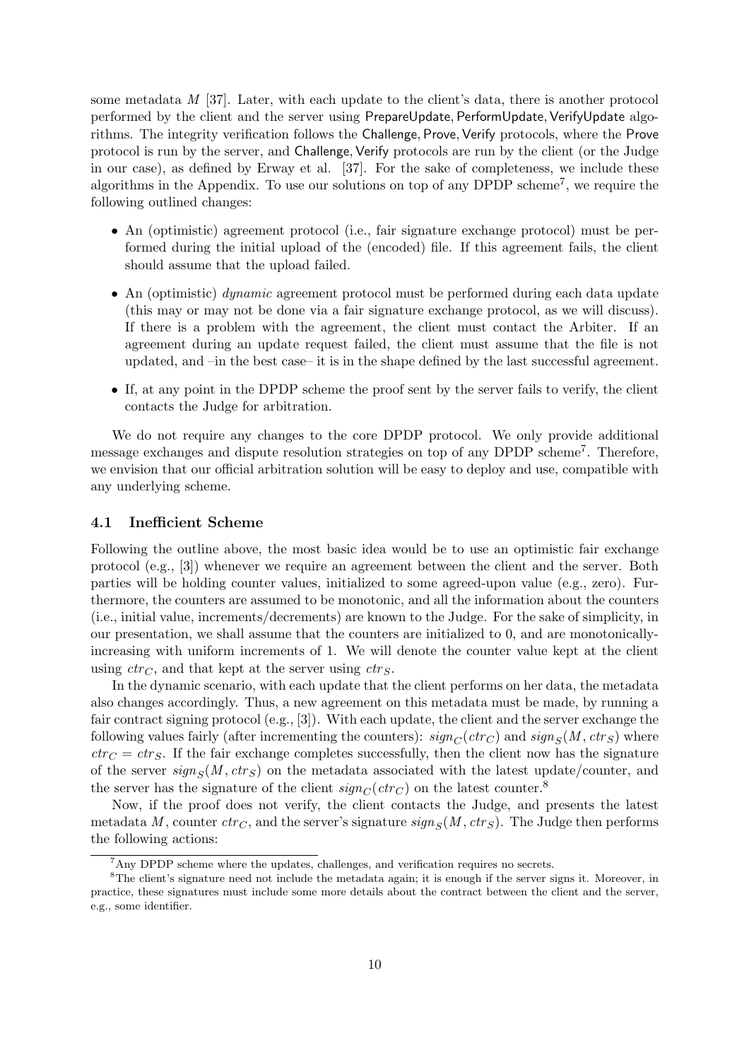some metadata $M$ [37]. Later, with each update to the client's data, there is another protocol performed by the client and the server using PrepareUpdate, PerformUpdate, VerifyUpdate algorithms. The integrity verification follows the Challenge, Prove, Verify protocols, where the Prove protocol is run by the server, and Challenge, Verify protocols are run by the client (or the Judge in our case), as defined by Erway et al. [37]. For the sake of completeness, we include these algorithms in the Appendix. To use our solutions on top of any DPDP scheme[7], we require the following outlined changes:

- An (optimistic) agreement protocol (i.e., fair signature exchange protocol) must be performed during the initial upload of the (encoded) file. If this agreement fails, the client should assume that the upload failed.
- An (optimistic) *dynamic* agreement protocol must be performed during each data update (this may or may not be done via a fair signature exchange protocol, as we will discuss). If there is a problem with the agreement, the client must contact the Arbiter. If an agreement during an update request failed, the client must assume that the file is not updated, and –in the best case– it is in the shape defined by the last successful agreement.
- If, at any point in the DPDP scheme the proof sent by the server fails to verify, the client contacts the Judge for arbitration.

We do not require any changes to the core DPDP protocol. We only provide additional message exchanges and dispute resolution strategies on top of any DPDP scheme[7]. Therefore, we envision that our official arbitration solution will be easy to deploy and use, compatible with any underlying scheme.

### 4.1 Inefficient Scheme

Following the outline above, the most basic idea would be to use an optimistic fair exchange protocol (e.g., [3]) whenever we require an agreement between the client and the server. Both parties will be holding counter values, initialized to some agreed-upon value (e.g., zero). Furthermore, the counters are assumed to be monotonic, and all the information about the counters (i.e., initial value, increments/decrements) are known to the Judge. For the sake of simplicity, in our presentation, we shall assume that the counters are initialized to 0, and are monotonically-increasing with uniform increments of 1. We will denote the counter value kept at the client using $ctr_C$, and that kept at the server using $ctr_S$.

In the dynamic scenario, with each update that the client performs on her data, the metadata also changes accordingly. Thus, a new agreement on this metadata must be made, by running a fair contract signing protocol (e.g., [3]). With each update, the client and the server exchange the following values fairly (after incrementing the counters): $sign_C(ctr_C)$ and $sign_S(M, ctr_S)$ where $ctr_C = ctr_S$. If the fair exchange completes successfully, then the client now has the signature of the server $sign_S(M, ctr_S)$ on the metadata associated with the latest update/counter, and the server has the signature of the client $sign_C(ctr_C)$ on the latest counter.[8]

Now, if the proof does not verify, the client contacts the Judge, and presents the latest metadata $M$, counter $ctr_C$, and the server's signature $sign_S(M, ctr_S)$. The Judge then performs the following actions:

---

[7] Any DPDP scheme where the updates, challenges, and verification requires no secrets.

[8] The client's signature need not include the metadata again; it is enough if the server signs it. Moreover, in practice, these signatures must include some more details about the contract between the client and the server, e.g., some identifier.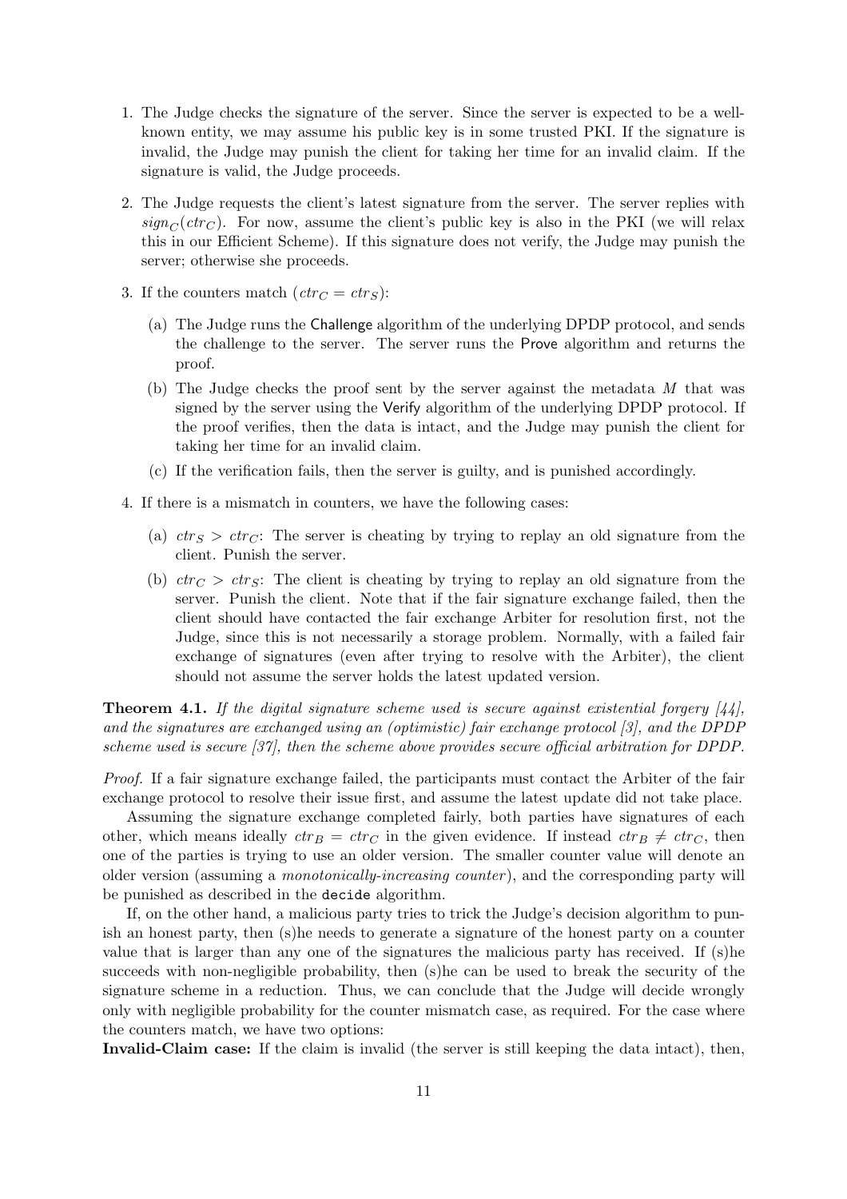1. The Judge checks the signature of the server. Since the server is expected to be a well-known entity, we may assume his public key is in some trusted PKI. If the signature is invalid, the Judge may punish the client for taking her time for an invalid claim. If the signature is valid, the Judge proceeds.

2. The Judge requests the client's latest signature from the server. The server replies with $sign_C(ctr_C)$. For now, assume the client's public key is also in the PKI (we will relax this in our Efficient Scheme). If this signature does not verify, the Judge may punish the server; otherwise she proceeds.

3. If the counters match ($ctr_C = ctr_S$):

   (a) The Judge runs the Challenge algorithm of the underlying DPDP protocol, and sends the challenge to the server. The server runs the Prove algorithm and returns the proof.

   (b) The Judge checks the proof sent by the server against the metadata $M$ that was signed by the server using the Verify algorithm of the underlying DPDP protocol. If the proof verifies, then the data is intact, and the Judge may punish the client for taking her time for an invalid claim.

   (c) If the verification fails, then the server is guilty, and is punished accordingly.

4. If there is a mismatch in counters, we have the following cases:

   (a) $ctr_S > ctr_C$: The server is cheating by trying to replay an old signature from the client. Punish the server.

   (b) $ctr_C > ctr_S$: The client is cheating by trying to replay an old signature from the server. Punish the client. Note that if the fair signature exchange failed, then the client should have contacted the fair exchange Arbiter for resolution first, not the Judge, since this is not necessarily a storage problem. Normally, with a failed fair exchange of signatures (even after trying to resolve with the Arbiter), the client should not assume the server holds the latest updated version.

**Theorem 4.1.** *If the digital signature scheme used is secure against existential forgery [44], and the signatures are exchanged using an (optimistic) fair exchange protocol [3], and the DPDP scheme used is secure [37], then the scheme above provides secure official arbitration for DPDP.*

*Proof.* If a fair signature exchange failed, the participants must contact the Arbiter of the fair exchange protocol to resolve their issue first, and assume the latest update did not take place.

Assuming the signature exchange completed fairly, both parties have signatures of each other, which means ideally $ctr_B = ctr_C$ in the given evidence. If instead $ctr_B \neq ctr_C$, then one of the parties is trying to use an older version. The smaller counter value will denote an older version (assuming a *monotonically-increasing counter*), and the corresponding party will be punished as described in the `decide` algorithm.

If, on the other hand, a malicious party tries to trick the Judge's decision algorithm to punish an honest party, then (s)he needs to generate a signature of the honest party on a counter value that is larger than any one of the signatures the malicious party has received. If (s)he succeeds with non-negligible probability, then (s)he can be used to break the security of the signature scheme in a reduction. Thus, we can conclude that the Judge will decide wrongly only with negligible probability for the counter mismatch case, as required. For the case where the counters match, we have two options:

**Invalid-Claim case:** If the claim is invalid (the server is still keeping the data intact), then,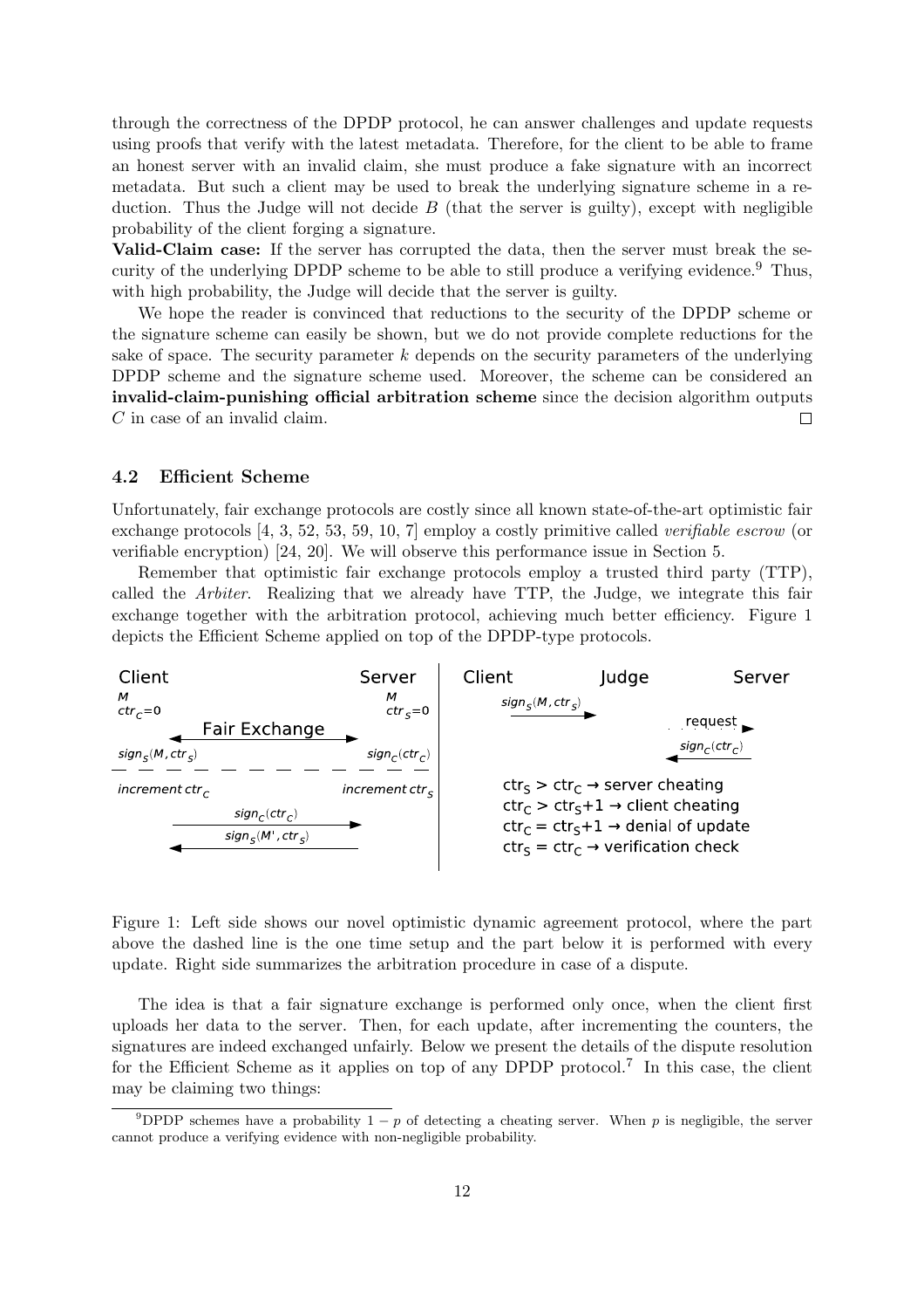through the correctness of the DPDP protocol, he can answer challenges and update requests using proofs that verify with the latest metadata. Therefore, for the client to be able to frame an honest server with an invalid claim, she must produce a fake signature with an incorrect metadata. But such a client may be used to break the underlying signature scheme in a reduction. Thus the Judge will not decide $B$ (that the server is guilty), except with negligible probability of the client forging a signature.

**Valid-Claim case:** If the server has corrupted the data, then the server must break the security of the underlying DPDP scheme to be able to still produce a verifying evidence.[9] Thus, with high probability, the Judge will decide that the server is guilty.

We hope the reader is convinced that reductions to the security of the DPDP scheme or the signature scheme can easily be shown, but we do not provide complete reductions for the sake of space. The security parameter $k$ depends on the security parameters of the underlying DPDP scheme and the signature scheme used. Moreover, the scheme can be considered an **invalid-claim-punishing official arbitration scheme** since the decision algorithm outputs $C$ in case of an invalid claim. □

### 4.2 Efficient Scheme

Unfortunately, fair exchange protocols are costly since all known state-of-the-art optimistic fair exchange protocols [4, 3, 52, 53, 59, 10, 7] employ a costly primitive called *verifiable escrow* (or verifiable encryption) [24, 20]. We will observe this performance issue in Section 5.

Remember that optimistic fair exchange protocols employ a trusted third party (TTP), called the *Arbiter*. Realizing that we already have TTP, the Judge, we integrate this fair exchange together with the arbitration protocol, achieving much better efficiency. Figure 1 depicts the Efficient Scheme applied on top of the DPDP-type protocols.

Figure 1: Left side shows our novel optimistic dynamic agreement protocol, where the part above the dashed line is the one time setup and the part below it is performed with every update. Right side summarizes the arbitration procedure in case of a dispute.

The idea is that a fair signature exchange is performed only once, when the client first uploads her data to the server. Then, for each update, after incrementing the counters, the signatures are indeed exchanged unfairly. Below we present the details of the dispute resolution for the Efficient Scheme as it applies on top of any DPDP protocol.[7] In this case, the client may be claiming two things:

[9] DPDP schemes have a probability $1 - p$ of detecting a cheating server. When $p$ is negligible, the server cannot produce a verifying evidence with non-negligible probability.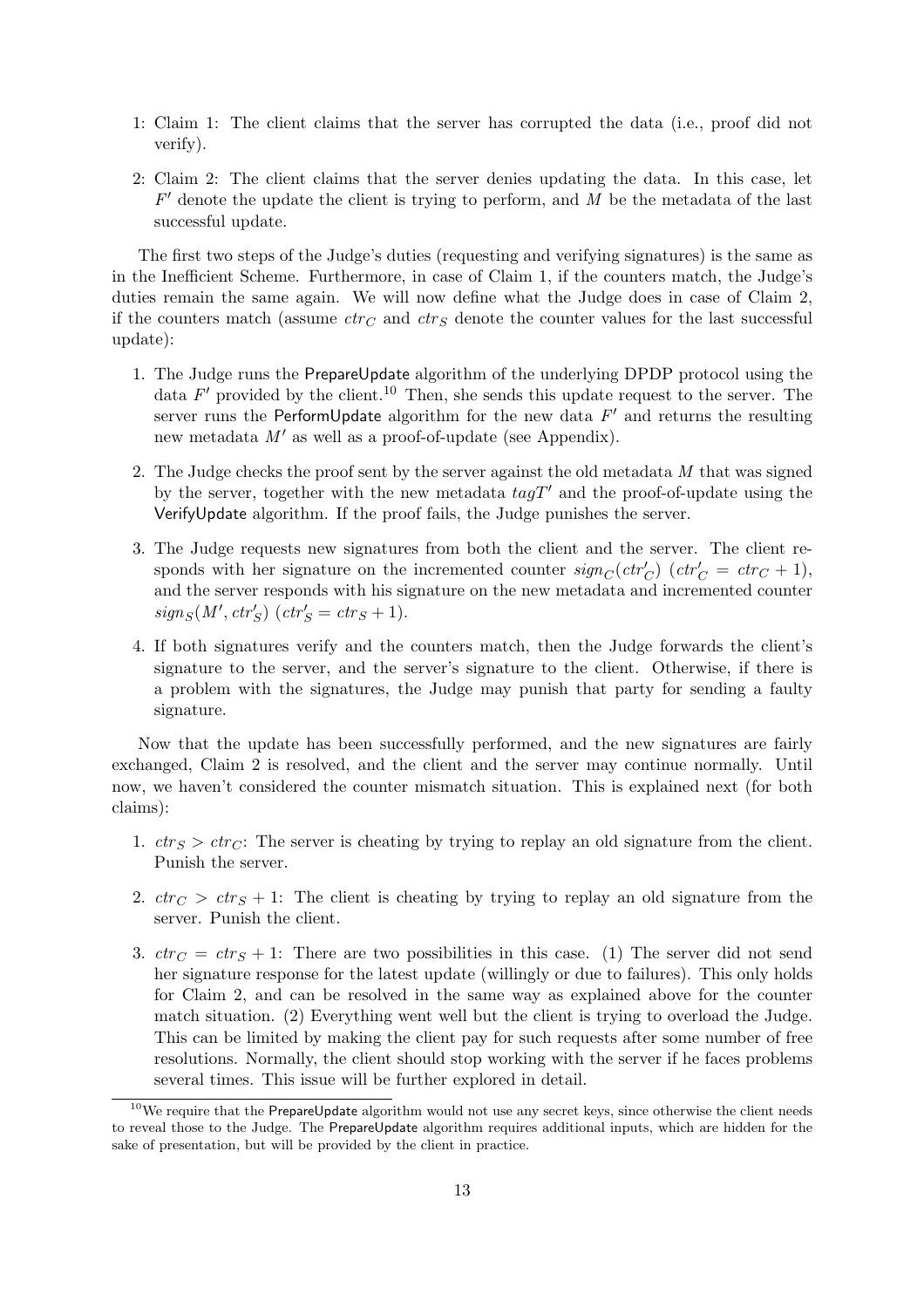1: Claim 1: The client claims that the server has corrupted the data (i.e., proof did not verify).

2: Claim 2: The client claims that the server denies updating the data. In this case, let $F'$ denote the update the client is trying to perform, and $M$ be the metadata of the last successful update.

The first two steps of the Judge's duties (requesting and verifying signatures) is the same as in the Inefficient Scheme. Furthermore, in case of Claim 1, if the counters match, the Judge's duties remain the same again. We will now define what the Judge does in case of Claim 2, if the counters match (assume $ctr_C$ and $ctr_S$ denote the counter values for the last successful update):

1. The Judge runs the PrepareUpdate algorithm of the underlying DPDP protocol using the data $F'$ provided by the client.[10] Then, she sends this update request to the server. The server runs the PerformUpdate algorithm for the new data $F'$ and returns the resulting new metadata $M'$ as well as a proof-of-update (see Appendix).
2. The Judge checks the proof sent by the server against the old metadata $M$ that was signed by the server, together with the new metadata $tagT'$ and the proof-of-update using the VerifyUpdate algorithm. If the proof fails, the Judge punishes the server.
3. The Judge requests new signatures from both the client and the server. The client responds with her signature on the incremented counter $sign_C(ctr'_C)$ ($ctr'_C = ctr_C + 1$), and the server responds with his signature on the new metadata and incremented counter $sign_S(M', ctr'_S)$ ($ctr'_S = ctr_S + 1$).
4. If both signatures verify and the counters match, then the Judge forwards the client's signature to the server, and the server's signature to the client. Otherwise, if there is a problem with the signatures, the Judge may punish that party for sending a faulty signature.

Now that the update has been successfully performed, and the new signatures are fairly exchanged, Claim 2 is resolved, and the client and the server may continue normally. Until now, we haven't considered the counter mismatch situation. This is explained next (for both claims):

1. $ctr_S > ctr_C$: The server is cheating by trying to replay an old signature from the client. Punish the server.
2. $ctr_C > ctr_S + 1$: The client is cheating by trying to replay an old signature from the server. Punish the client.
3. $ctr_C = ctr_S + 1$: There are two possibilities in this case. (1) The server did not send her signature response for the latest update (willingly or due to failures). This only holds for Claim 2, and can be resolved in the same way as explained above for the counter match situation. (2) Everything went well but the client is trying to overload the Judge. This can be limited by making the client pay for such requests after some number of free resolutions. Normally, the client should stop working with the server if he faces problems several times. This issue will be further explored in detail.

[10] We require that the PrepareUpdate algorithm would not use any secret keys, since otherwise the client needs to reveal those to the Judge. The PrepareUpdate algorithm requires additional inputs, which are hidden for the sake of presentation, but will be provided by the client in practice.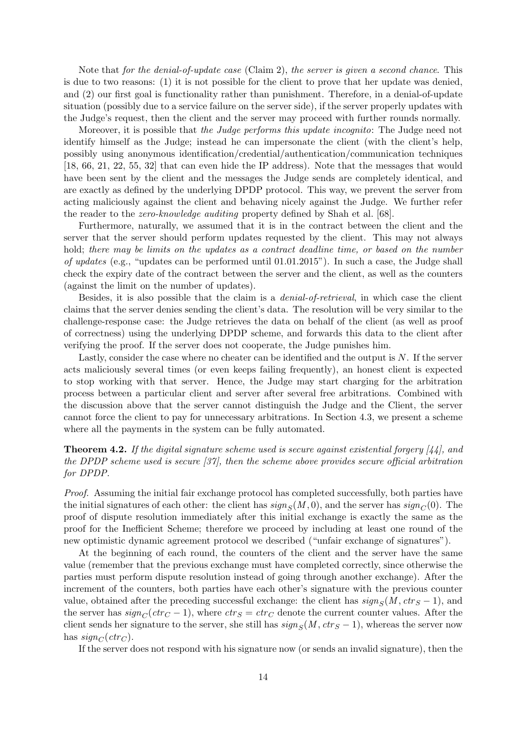Note that *for the denial-of-update case* (Claim 2), *the server is given a second chance*. This is due to two reasons: (1) it is not possible for the client to prove that her update was denied, and (2) our first goal is functionality rather than punishment. Therefore, in a denial-of-update situation (possibly due to a service failure on the server side), if the server properly updates with the Judge's request, then the client and the server may proceed with further rounds normally.

Moreover, it is possible that *the Judge performs this update incognito*: The Judge need not identify himself as the Judge; instead he can impersonate the client (with the client's help, possibly using anonymous identification/credential/authentication/communication techniques [18, 66, 21, 22, 55, 32] that can even hide the IP address). Note that the messages that would have been sent by the client and the messages the Judge sends are completely identical, and are exactly as defined by the underlying DPDP protocol. This way, we prevent the server from acting maliciously against the client and behaving nicely against the Judge. We further refer the reader to the *zero-knowledge auditing* property defined by Shah et al. [68].

Furthermore, naturally, we assumed that it is in the contract between the client and the server that the server should perform updates requested by the client. This may not always hold; *there may be limits on the updates as a contract deadline time, or based on the number of updates* (e.g., "updates can be performed until 01.01.2015"). In such a case, the Judge shall check the expiry date of the contract between the server and the client, as well as the counters (against the limit on the number of updates).

Besides, it is also possible that the claim is a *denial-of-retrieval*, in which case the client claims that the server denies sending the client's data. The resolution will be very similar to the challenge-response case: the Judge retrieves the data on behalf of the client (as well as proof of correctness) using the underlying DPDP scheme, and forwards this data to the client after verifying the proof. If the server does not cooperate, the Judge punishes him.

Lastly, consider the case where no cheater can be identified and the output is $N$. If the server acts maliciously several times (or even keeps failing frequently), an honest client is expected to stop working with that server. Hence, the Judge may start charging for the arbitration process between a particular client and server after several free arbitrations. Combined with the discussion above that the server cannot distinguish the Judge and the Client, the server cannot force the client to pay for unnecessary arbitrations. In Section 4.3, we present a scheme where all the payments in the system can be fully automated.

**Theorem 4.2.** *If the digital signature scheme used is secure against existential forgery [44], and the DPDP scheme used is secure [37], then the scheme above provides secure official arbitration for DPDP.*

*Proof.* Assuming the initial fair exchange protocol has completed successfully, both parties have the initial signatures of each other: the client has $sign_S(M, 0)$, and the server has $sign_C(0)$. The proof of dispute resolution immediately after this initial exchange is exactly the same as the proof for the Inefficient Scheme; therefore we proceed by including at least one round of the new optimistic dynamic agreement protocol we described ("unfair exchange of signatures").

At the beginning of each round, the counters of the client and the server have the same value (remember that the previous exchange must have completed correctly, since otherwise the parties must perform dispute resolution instead of going through another exchange). After the increment of the counters, both parties have each other's signature with the previous counter value, obtained after the preceding successful exchange: the client has $sign_S(M, ctr_S - 1)$, and the server has $sign_C(ctr_C - 1)$, where $ctr_S = ctr_C$ denote the current counter values. After the client sends her signature to the server, she still has $sign_S(M, ctr_S - 1)$, whereas the server now has $sign_C(ctr_C)$.

If the server does not respond with his signature now (or sends an invalid signature), then the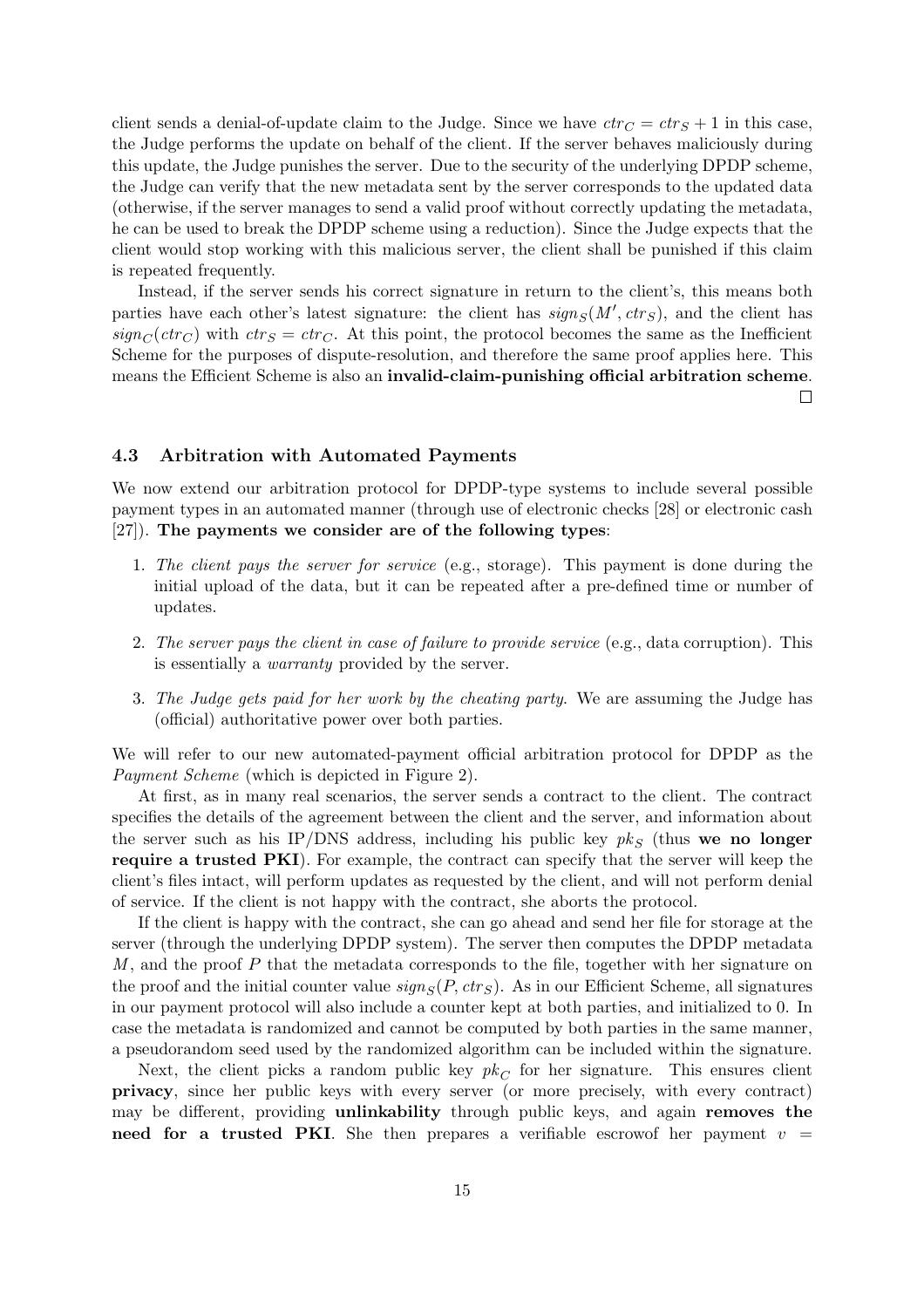client sends a denial-of-update claim to the Judge. Since we have $ctr_C = ctr_S + 1$ in this case, the Judge performs the update on behalf of the client. If the server behaves maliciously during this update, the Judge punishes the server. Due to the security of the underlying DPDP scheme, the Judge can verify that the new metadata sent by the server corresponds to the updated data (otherwise, if the server manages to send a valid proof without correctly updating the metadata, he can be used to break the DPDP scheme using a reduction). Since the Judge expects that the client would stop working with this malicious server, the client shall be punished if this claim is repeated frequently.

Instead, if the server sends his correct signature in return to the client's, this means both parties have each other's latest signature: the client has $sign_S(M', ctr_S)$, and the client has $sign_C(ctr_C)$ with $ctr_S = ctr_C$. At this point, the protocol becomes the same as the Inefficient Scheme for the purposes of dispute-resolution, and therefore the same proof applies here. This means the Efficient Scheme is also an **invalid-claim-punishing official arbitration scheme**. □

### 4.3 Arbitration with Automated Payments

We now extend our arbitration protocol for DPDP-type systems to include several possible payment types in an automated manner (through use of electronic checks [28] or electronic cash [27]). **The payments we consider are of the following types**:

1. *The client pays the server for service* (e.g., storage). This payment is done during the initial upload of the data, but it can be repeated after a pre-defined time or number of updates.
2. *The server pays the client in case of failure to provide service* (e.g., data corruption). This is essentially a *warranty* provided by the server.
3. *The Judge gets paid for her work by the cheating party*. We are assuming the Judge has (official) authoritative power over both parties.

We will refer to our new automated-payment official arbitration protocol for DPDP as the *Payment Scheme* (which is depicted in Figure 2).

At first, as in many real scenarios, the server sends a contract to the client. The contract specifies the details of the agreement between the client and the server, and information about the server such as his IP/DNS address, including his public key $pk_S$ (thus **we no longer require a trusted PKI**). For example, the contract can specify that the server will keep the client's files intact, will perform updates as requested by the client, and will not perform denial of service. If the client is not happy with the contract, she aborts the protocol.

If the client is happy with the contract, she can go ahead and send her file for storage at the server (through the underlying DPDP system). The server then computes the DPDP metadata $M$, and the proof $P$ that the metadata corresponds to the file, together with her signature on the proof and the initial counter value $sign_S(P, ctr_S)$. As in our Efficient Scheme, all signatures in our payment protocol will also include a counter kept at both parties, and initialized to 0. In case the metadata is randomized and cannot be computed by both parties in the same manner, a pseudorandom seed used by the randomized algorithm can be included within the signature.

Next, the client picks a random public key $pk_C$ for her signature. This ensures client **privacy**, since her public keys with every server (or more precisely, with every contract) may be different, providing **unlinkability** through public keys, and again **removes the need for a trusted PKI**. She then prepares a verifiable escrowof her payment $v$ =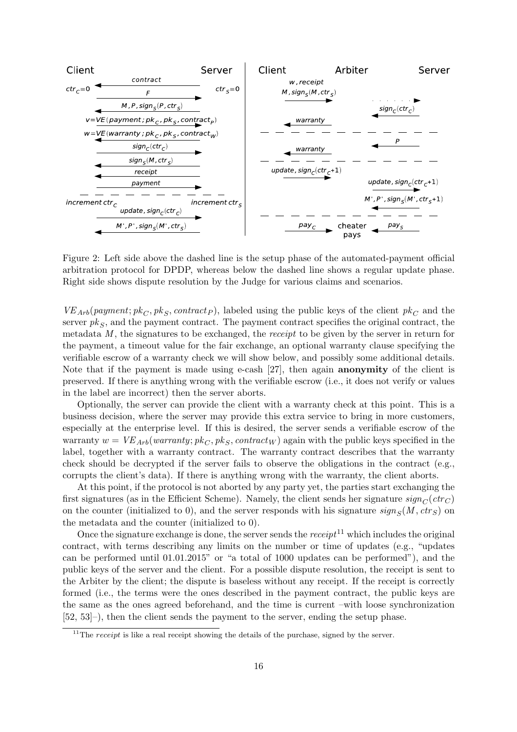Figure 2: Left side above the dashed line is the setup phase of the automated-payment official arbitration protocol for DPDP, whereas below the dashed line shows a regular update phase. Right side shows dispute resolution by the Judge for various claims and scenarios.

$VE_{Arb}(payment; pk_C, pk_S, contract_P)$, labeled using the public keys of the client $pk_C$ and the server $pk_S$, and the payment contract. The payment contract specifies the original contract, the metadata $M$, the signatures to be exchanged, the *receipt* to be given by the server in return for the payment, a timeout value for the fair exchange, an optional warranty clause specifying the verifiable escrow of a warranty check we will show below, and possibly some additional details. Note that if the payment is made using e-cash [27], then again **anonymity** of the client is preserved. If there is anything wrong with the verifiable escrow (i.e., it does not verify or values in the label are incorrect) then the server aborts.

Optionally, the server can provide the client with a warranty check at this point. This is a business decision, where the server may provide this extra service to bring in more customers, especially at the enterprise level. If this is desired, the server sends a verifiable escrow of the warranty $w = VE_{Arb}(warranty; pk_C, pk_S, contract_W)$ again with the public keys specified in the label, together with a warranty contract. The warranty contract describes that the warranty check should be decrypted if the server fails to observe the obligations in the contract (e.g., corrupts the client's data). If there is anything wrong with the warranty, the client aborts.

At this point, if the protocol is not aborted by any party yet, the parties start exchanging the first signatures (as in the Efficient Scheme). Namely, the client sends her signature $sign_C(ctr_C)$ on the counter (initialized to 0), and the server responds with his signature $sign_S(M, ctr_S)$ on the metadata and the counter (initialized to 0).

Once the signature exchange is done, the server sends the *receipt*[11] which includes the original contract, with terms describing any limits on the number or time of updates (e.g., "updates can be performed until 01.01.2015" or "a total of 1000 updates can be performed"), and the public keys of the server and the client. For a possible dispute resolution, the receipt is sent to the Arbiter by the client; the dispute is baseless without any receipt. If the receipt is correctly formed (i.e., the terms were the ones described in the payment contract, the public keys are the same as the ones agreed beforehand, and the time is current –with loose synchronization [52, 53]–), then the client sends the payment to the server, ending the setup phase.

[11]The *receipt* is like a real receipt showing the details of the purchase, signed by the server.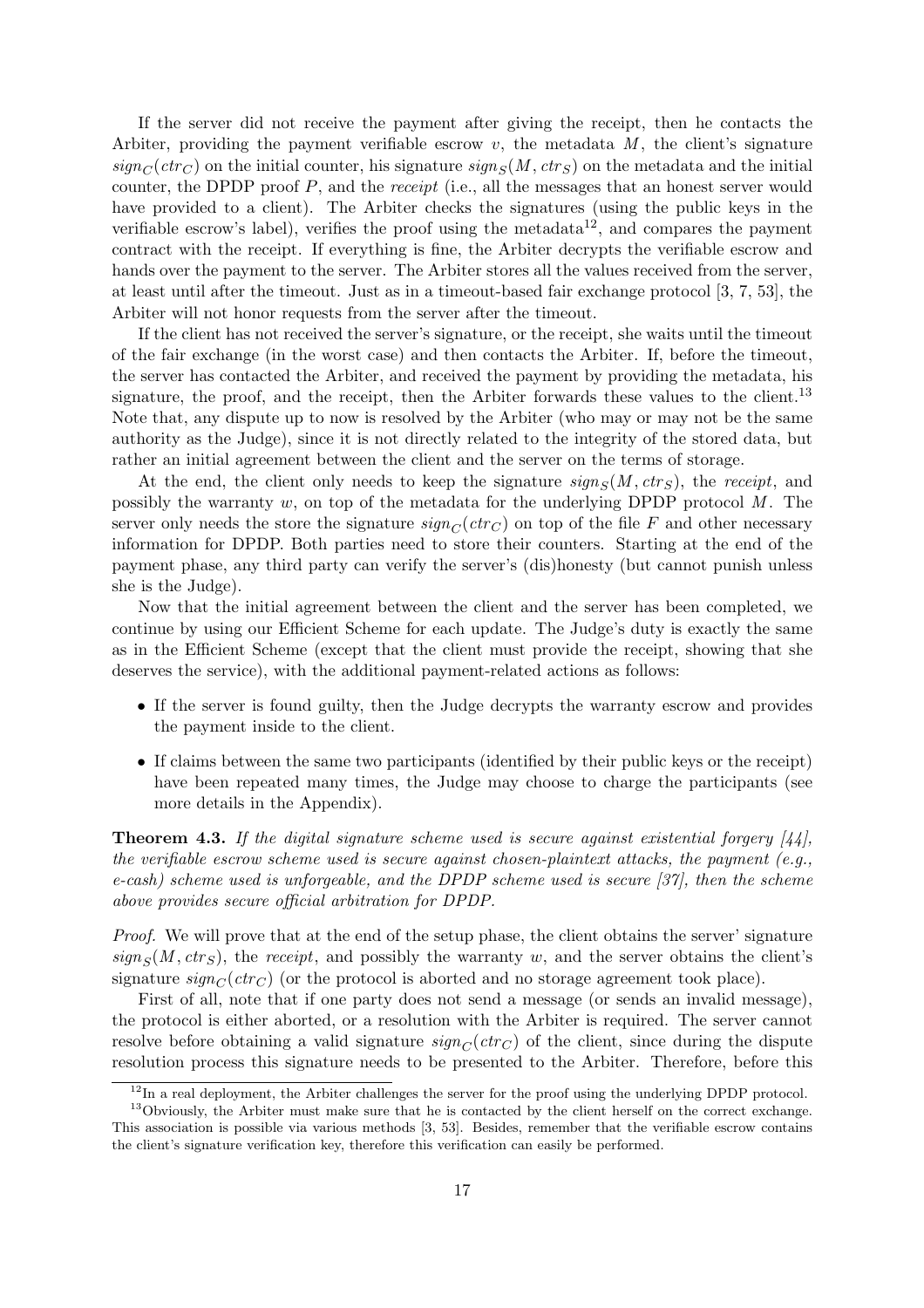If the server did not receive the payment after giving the receipt, then he contacts the Arbiter, providing the payment verifiable escrow $v$, the metadata $M$, the client's signature $sign_C(ctr_C)$ on the initial counter, his signature $sign_S(M, ctr_S)$ on the metadata and the initial counter, the DPDP proof $P$, and the *receipt* (i.e., all the messages that an honest server would have provided to a client). The Arbiter checks the signatures (using the public keys in the verifiable escrow's label), verifies the proof using the metadata[12], and compares the payment contract with the receipt. If everything is fine, the Arbiter decrypts the verifiable escrow and hands over the payment to the server. The Arbiter stores all the values received from the server, at least until after the timeout. Just as in a timeout-based fair exchange protocol [3, 7, 53], the Arbiter will not honor requests from the server after the timeout.

If the client has not received the server's signature, or the receipt, she waits until the timeout of the fair exchange (in the worst case) and then contacts the Arbiter. If, before the timeout, the server has contacted the Arbiter, and received the payment by providing the metadata, his signature, the proof, and the receipt, then the Arbiter forwards these values to the client.[13] Note that, any dispute up to now is resolved by the Arbiter (who may or may not be the same authority as the Judge), since it is not directly related to the integrity of the stored data, but rather an initial agreement between the client and the server on the terms of storage.

At the end, the client only needs to keep the signature $sign_S(M, ctr_S)$, the *receipt*, and possibly the warranty $w$, on top of the metadata for the underlying DPDP protocol $M$. The server only needs the store the signature $sign_C(ctr_C)$ on top of the file $F$ and other necessary information for DPDP. Both parties need to store their counters. Starting at the end of the payment phase, any third party can verify the server's (dis)honesty (but cannot punish unless she is the Judge).

Now that the initial agreement between the client and the server has been completed, we continue by using our Efficient Scheme for each update. The Judge's duty is exactly the same as in the Efficient Scheme (except that the client must provide the receipt, showing that she deserves the service), with the additional payment-related actions as follows:

- If the server is found guilty, then the Judge decrypts the warranty escrow and provides the payment inside to the client.
- If claims between the same two participants (identified by their public keys or the receipt) have been repeated many times, the Judge may choose to charge the participants (see more details in the Appendix).

**Theorem 4.3.** *If the digital signature scheme used is secure against existential forgery [44], the verifiable escrow scheme used is secure against chosen-plaintext attacks, the payment (e.g., e-cash) scheme used is unforgeable, and the DPDP scheme used is secure [37], then the scheme above provides secure official arbitration for DPDP.*

*Proof.* We will prove that at the end of the setup phase, the client obtains the server' signature $sign_S(M, ctr_S)$, the *receipt*, and possibly the warranty $w$, and the server obtains the client's signature $sign_C(ctr_C)$ (or the protocol is aborted and no storage agreement took place).

First of all, note that if one party does not send a message (or sends an invalid message), the protocol is either aborted, or a resolution with the Arbiter is required. The server cannot resolve before obtaining a valid signature $sign_C(ctr_C)$ of the client, since during the dispute resolution process this signature needs to be presented to the Arbiter. Therefore, before this

[12] In a real deployment, the Arbiter challenges the server for the proof using the underlying DPDP protocol.

[13] Obviously, the Arbiter must make sure that he is contacted by the client herself on the correct exchange. This association is possible via various methods [3, 53]. Besides, remember that the verifiable escrow contains the client's signature verification key, therefore this verification can easily be performed.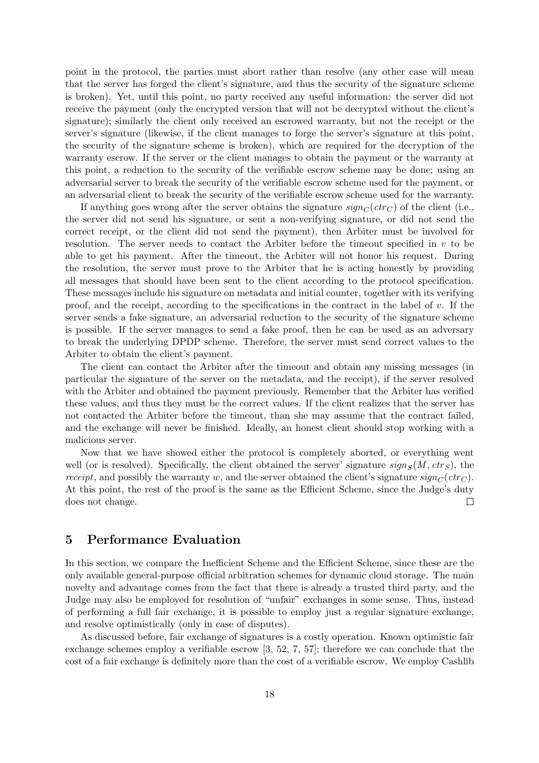point in the protocol, the parties must abort rather than resolve (any other case will mean that the server has forged the client's signature, and thus the security of the signature scheme is broken). Yet, until this point, no party received any useful information: the server did not receive the payment (only the encrypted version that will not be decrypted without the client's signature); similarly the client only received an escrowed warranty, but not the receipt or the server's signature (likewise, if the client manages to forge the server's signature at this point, the security of the signature scheme is broken), which are required for the decryption of the warranty escrow. If the server or the client manages to obtain the payment or the warranty at this point, a reduction to the security of the verifiable escrow scheme may be done; using an adversarial server to break the security of the verifiable escrow scheme used for the payment, or an adversarial client to break the security of the verifiable escrow scheme used for the warranty.

If anything goes wrong after the server obtains the signature $sign_C(ctr_C)$ of the client (i.e., the server did not send his signature, or sent a non-verifying signature, or did not send the correct receipt, or the client did not send the payment), then Arbiter must be involved for resolution. The server needs to contact the Arbiter before the timeout specified in $v$ to be able to get his payment. After the timeout, the Arbiter will not honor his request. During the resolution, the server must prove to the Arbiter that he is acting honestly by providing all messages that should have been sent to the client according to the protocol specification. These messages include his signature on metadata and initial counter, together with its verifying proof, and the receipt, according to the specifications in the contract in the label of $v$. If the server sends a fake signature, an adversarial reduction to the security of the signature scheme is possible. If the server manages to send a fake proof, then he can be used as an adversary to break the underlying DPDP scheme. Therefore, the server must send correct values to the Arbiter to obtain the client's payment.

The client can contact the Arbiter after the timeout and obtain any missing messages (in particular the signature of the server on the metadata, and the receipt), if the server resolved with the Arbiter and obtained the payment previously. Remember that the Arbiter has verified these values, and thus they must be the correct values. If the client realizes that the server has not contacted the Arbiter before the timeout, than she may assume that the contract failed, and the exchange will never be finished. Ideally, an honest client should stop working with a malicious server.

Now that we have showed either the protocol is completely aborted, or everything went well (or is resolved). Specifically, the client obtained the server' signature $sign_S(M, ctr_S)$, the *receipt*, and possibly the warranty $w$, and the server obtained the client's signature $sign_C(ctr_C)$. At this point, the rest of the proof is the same as the Efficient Scheme, since the Judge's duty does not change. □

## 5 Performance Evaluation

In this section, we compare the Inefficient Scheme and the Efficient Scheme, since these are the only available general-purpose official arbitration schemes for dynamic cloud storage. The main novelty and advantage comes from the fact that there is already a trusted third party, and the Judge may also be employed for resolution of "unfair" exchanges in some sense. Thus, instead of performing a full fair exchange, it is possible to employ just a regular signature exchange, and resolve optimistically (only in case of disputes).

As discussed before, fair exchange of signatures is a costly operation. Known optimistic fair exchange schemes employ a verifiable escrow [3, 52, 7, 57]; therefore we can conclude that the cost of a fair exchange is definitely more than the cost of a verifiable escrow. We employ Cashlib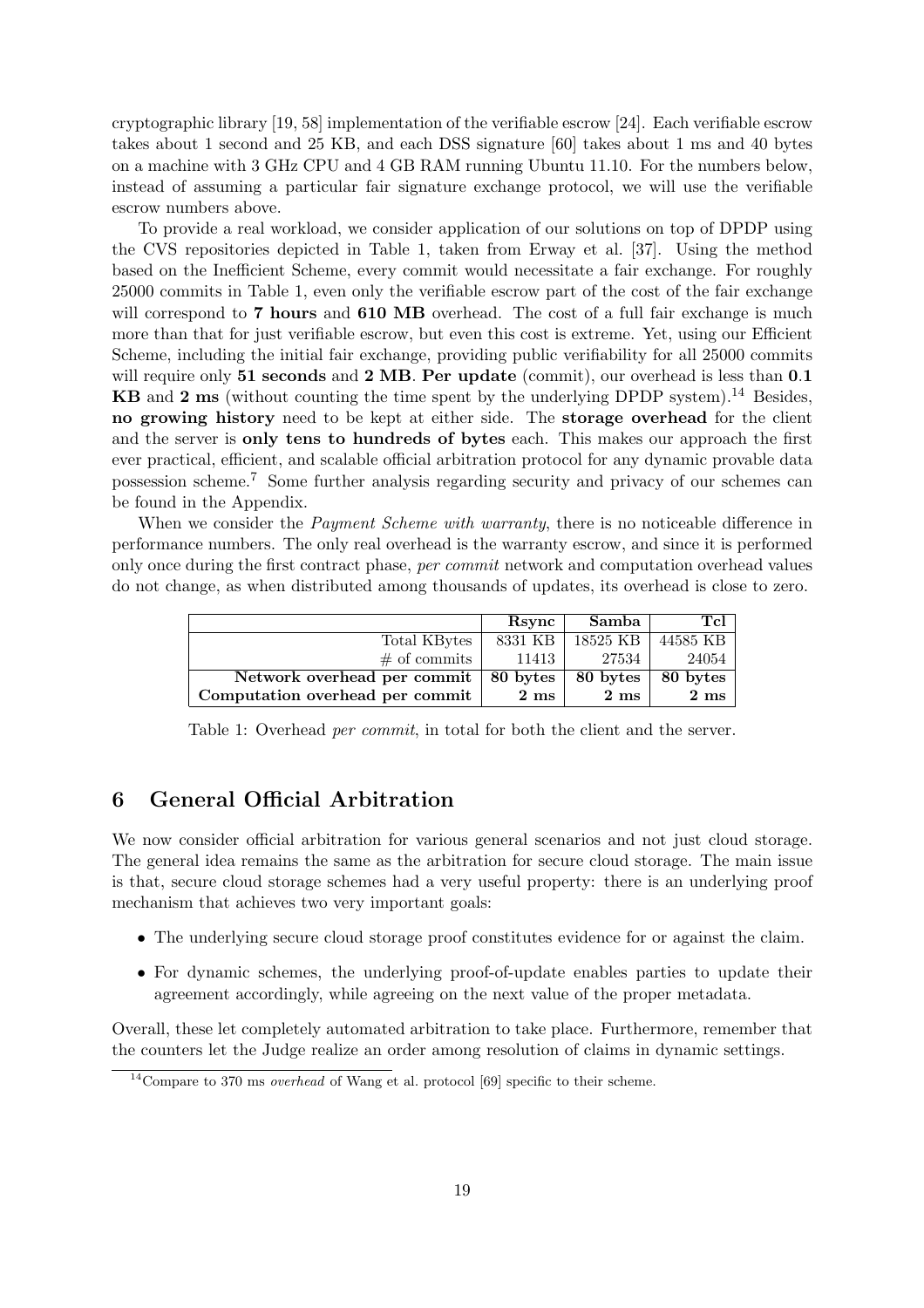cryptographic library [19, 58] implementation of the verifiable escrow [24]. Each verifiable escrow takes about 1 second and 25 KB, and each DSS signature [60] takes about 1 ms and 40 bytes on a machine with 3 GHz CPU and 4 GB RAM running Ubuntu 11.10. For the numbers below, instead of assuming a particular fair signature exchange protocol, we will use the verifiable escrow numbers above.

To provide a real workload, we consider application of our solutions on top of DPDP using the CVS repositories depicted in Table 1, taken from Erway et al. [37]. Using the method based on the Inefficient Scheme, every commit would necessitate a fair exchange. For roughly 25000 commits in Table 1, even only the verifiable escrow part of the cost of the fair exchange will correspond to **7 hours** and **610 MB** overhead. The cost of a full fair exchange is much more than that for just verifiable escrow, but even this cost is extreme. Yet, using our Efficient Scheme, including the initial fair exchange, providing public verifiability for all 25000 commits will require only **51 seconds** and **2 MB**. **Per update** (commit), our overhead is less than **0.1 KB** and **2 ms** (without counting the time spent by the underlying DPDP system).[14] Besides, **no growing history** need to be kept at either side. The **storage overhead** for the client and the server is **only tens to hundreds of bytes** each. This makes our approach the first ever practical, efficient, and scalable official arbitration protocol for any dynamic provable data possession scheme.[7] Some further analysis regarding security and privacy of our schemes can be found in the Appendix.

When we consider the *Payment Scheme with warranty*, there is no noticeable difference in performance numbers. The only real overhead is the warranty escrow, and since it is performed only once during the first contract phase, *per commit* network and computation overhead values do not change, as when distributed among thousands of updates, its overhead is close to zero.

| | **Rsync** | **Samba** | **Tcl** |
|---|---|---|---|
| Total KBytes | 8331 KB | 18525 KB | 44585 KB |
| # of commits | 11413 | 27534 | 24054 |
| **Network overhead per commit** | **80 bytes** | **80 bytes** | **80 bytes** |
| **Computation overhead per commit** | **2 ms** | **2 ms** | **2 ms** |

Table 1: Overhead *per commit*, in total for both the client and the server.

## 6 General Official Arbitration

We now consider official arbitration for various general scenarios and not just cloud storage. The general idea remains the same as the arbitration for secure cloud storage. The main issue is that, secure cloud storage schemes had a very useful property: there is an underlying proof mechanism that achieves two very important goals:

- The underlying secure cloud storage proof constitutes evidence for or against the claim.
- For dynamic schemes, the underlying proof-of-update enables parties to update their agreement accordingly, while agreeing on the next value of the proper metadata.

Overall, these let completely automated arbitration to take place. Furthermore, remember that the counters let the Judge realize an order among resolution of claims in dynamic settings.

[14] Compare to 370 ms *overhead* of Wang et al. protocol [69] specific to their scheme.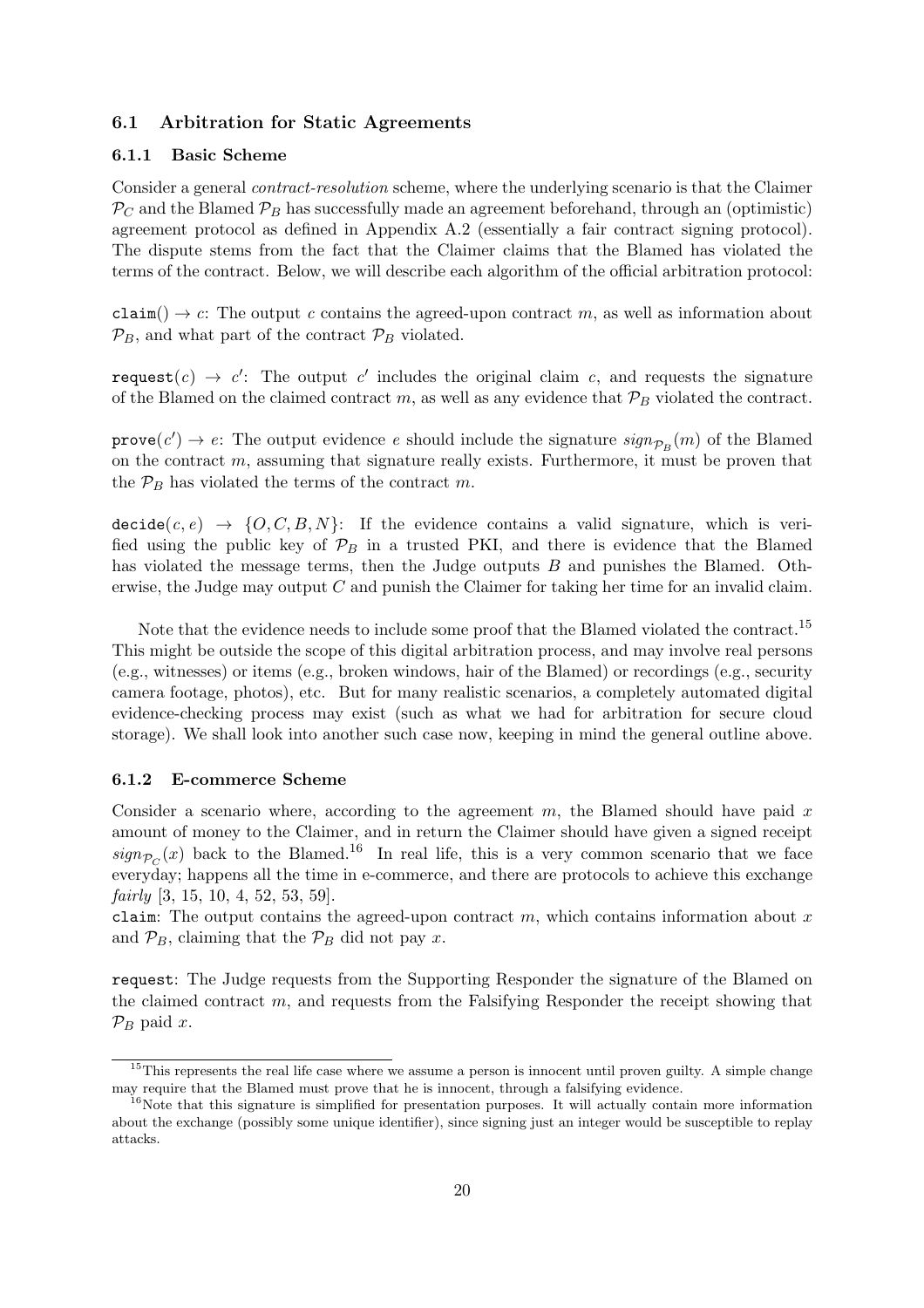### 6.1 Arbitration for Static Agreements

#### 6.1.1 Basic Scheme

Consider a general *contract-resolution* scheme, where the underlying scenario is that the Claimer $\mathcal{P}_C$ and the Blamed $\mathcal{P}_B$ has successfully made an agreement beforehand, through an (optimistic) agreement protocol as defined in Appendix A.2 (essentially a fair contract signing protocol). The dispute stems from the fact that the Claimer claims that the Blamed has violated the terms of the contract. Below, we will describe each algorithm of the official arbitration protocol:

`claim()` $\rightarrow c$: The output $c$ contains the agreed-upon contract $m$, as well as information about $\mathcal{P}_B$, and what part of the contract $\mathcal{P}_B$ violated.

`request`$(c) \rightarrow c'$: The output $c'$ includes the original claim $c$, and requests the signature of the Blamed on the claimed contract $m$, as well as any evidence that $\mathcal{P}_B$ violated the contract.

`prove`$(c') \rightarrow e$: The output evidence $e$ should include the signature $sign_{\mathcal{P}_B}(m)$ of the Blamed on the contract $m$, assuming that signature really exists. Furthermore, it must be proven that the $\mathcal{P}_B$ has violated the terms of the contract $m$.

`decide`$(c, e) \rightarrow \{O, C, B, N\}$: If the evidence contains a valid signature, which is verified using the public key of $\mathcal{P}_B$ in a trusted PKI, and there is evidence that the Blamed has violated the message terms, then the Judge outputs $B$ and punishes the Blamed. Otherwise, the Judge may output $C$ and punish the Claimer for taking her time for an invalid claim.

Note that the evidence needs to include some proof that the Blamed violated the contract.[15] This might be outside the scope of this digital arbitration process, and may involve real persons (e.g., witnesses) or items (e.g., broken windows, hair of the Blamed) or recordings (e.g., security camera footage, photos), etc. But for many realistic scenarios, a completely automated digital evidence-checking process may exist (such as what we had for arbitration for secure cloud storage). We shall look into another such case now, keeping in mind the general outline above.

#### 6.1.2 E-commerce Scheme

Consider a scenario where, according to the agreement $m$, the Blamed should have paid $x$ amount of money to the Claimer, and in return the Claimer should have given a signed receipt $sign_{\mathcal{P}_C}(x)$ back to the Blamed.[16] In real life, this is a very common scenario that we face everyday; happens all the time in e-commerce, and there are protocols to achieve this exchange *fairly* [3, 15, 10, 4, 52, 53, 59].

`claim`: The output contains the agreed-upon contract $m$, which contains information about $x$ and $\mathcal{P}_B$, claiming that the $\mathcal{P}_B$ did not pay $x$.

`request`: The Judge requests from the Supporting Responder the signature of the Blamed on the claimed contract $m$, and requests from the Falsifying Responder the receipt showing that $\mathcal{P}_B$ paid $x$.

---

[15] This represents the real life case where we assume a person is innocent until proven guilty. A simple change may require that the Blamed must prove that he is innocent, through a falsifying evidence.

[16] Note that this signature is simplified for presentation purposes. It will actually contain more information about the exchange (possibly some unique identifier), since signing just an integer would be susceptible to replay attacks.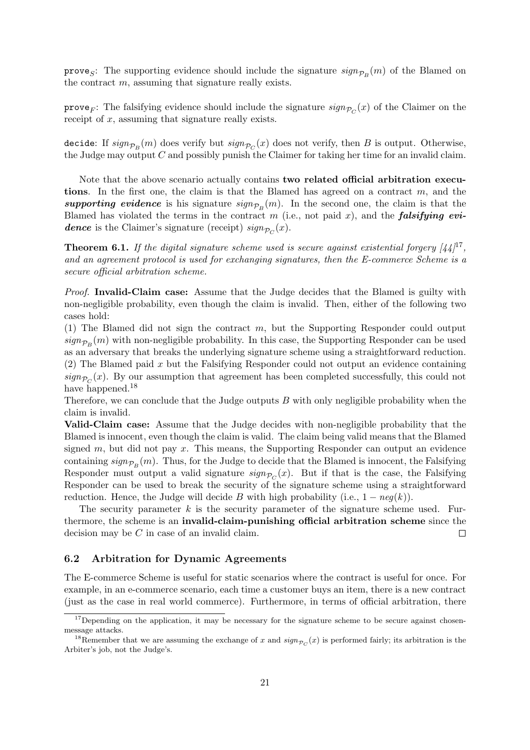`prove`$_S$: The supporting evidence should include the signature $sign_{\mathcal{P}_B}(m)$ of the Blamed on the contract $m$, assuming that signature really exists.

`prove`$_F$: The falsifying evidence should include the signature $sign_{\mathcal{P}_C}(x)$ of the Claimer on the receipt of $x$, assuming that signature really exists.

`decide`: If $sign_{\mathcal{P}_B}(m)$ does verify but $sign_{\mathcal{P}_C}(x)$ does not verify, then $B$ is output. Otherwise, the Judge may output $C$ and possibly punish the Claimer for taking her time for an invalid claim.

Note that the above scenario actually contains **two related official arbitration executions**. In the first one, the claim is that the Blamed has agreed on a contract $m$, and the ***supporting evidence*** is his signature $sign_{\mathcal{P}_B}(m)$. In the second one, the claim is that the Blamed has violated the terms in the contract $m$ (i.e., not paid $x$), and the ***falsifying evidence*** is the Claimer's signature (receipt) $sign_{\mathcal{P}_C}(x)$.

**Theorem 6.1.** *If the digital signature scheme used is secure against existential forgery [44]*[17]*, and an agreement protocol is used for exchanging signatures, then the E-commerce Scheme is a secure official arbitration scheme.*

*Proof.* **Invalid-Claim case:** Assume that the Judge decides that the Blamed is guilty with non-negligible probability, even though the claim is invalid. Then, either of the following two cases hold:
(1) The Blamed did not sign the contract $m$, but the Supporting Responder could output $sign_{\mathcal{P}_B}(m)$ with non-negligible probability. In this case, the Supporting Responder can be used as an adversary that breaks the underlying signature scheme using a straightforward reduction.
(2) The Blamed paid $x$ but the Falsifying Responder could not output an evidence containing $sign_{\mathcal{P}_C}(x)$. By our assumption that agreement has been completed successfully, this could not have happened.[18]
Therefore, we can conclude that the Judge outputs $B$ with only negligible probability when the claim is invalid.
**Valid-Claim case:** Assume that the Judge decides with non-negligible probability that the Blamed is innocent, even though the claim is valid. The claim being valid means that the Blamed signed $m$, but did not pay $x$. This means, the Supporting Responder can output an evidence containing $sign_{\mathcal{P}_B}(m)$. Thus, for the Judge to decide that the Blamed is innocent, the Falsifying Responder must output a valid signature $sign_{\mathcal{P}_C}(x)$. But if that is the case, the Falsifying Responder can be used to break the security of the signature scheme using a straightforward reduction. Hence, the Judge will decide $B$ with high probability (i.e., $1 - neg(k)$).

The security parameter $k$ is the security parameter of the signature scheme used. Furthermore, the scheme is an **invalid-claim-punishing official arbitration scheme** since the decision may be $C$ in case of an invalid claim. □

### 6.2 Arbitration for Dynamic Agreements

The E-commerce Scheme is useful for static scenarios where the contract is useful for once. For example, in an e-commerce scenario, each time a customer buys an item, there is a new contract (just as the case in real world commerce). Furthermore, in terms of official arbitration, there

[17] Depending on the application, it may be necessary for the signature scheme to be secure against chosen-message attacks.

[18] Remember that we are assuming the exchange of $x$ and $sign_{\mathcal{P}_C}(x)$ is performed fairly; its arbitration is the Arbiter's job, not the Judge's.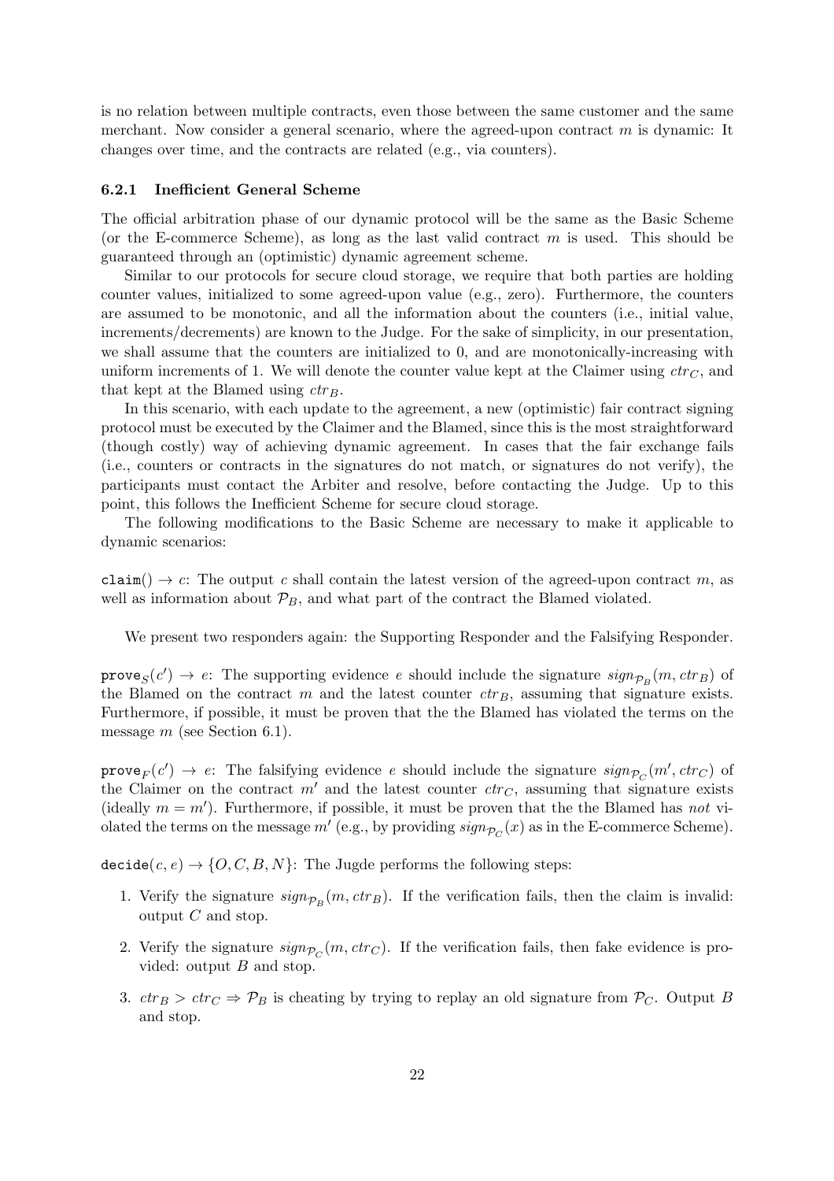is no relation between multiple contracts, even those between the same customer and the same merchant. Now consider a general scenario, where the agreed-upon contract $m$ is dynamic: It changes over time, and the contracts are related (e.g., via counters).

### 6.2.1 Inefficient General Scheme

The official arbitration phase of our dynamic protocol will be the same as the Basic Scheme (or the E-commerce Scheme), as long as the last valid contract $m$ is used. This should be guaranteed through an (optimistic) dynamic agreement scheme.

Similar to our protocols for secure cloud storage, we require that both parties are holding counter values, initialized to some agreed-upon value (e.g., zero). Furthermore, the counters are assumed to be monotonic, and all the information about the counters (i.e., initial value, increments/decrements) are known to the Judge. For the sake of simplicity, in our presentation, we shall assume that the counters are initialized to 0, and are monotonically-increasing with uniform increments of 1. We will denote the counter value kept at the Claimer using $ctr_C$, and that kept at the Blamed using $ctr_B$.

In this scenario, with each update to the agreement, a new (optimistic) fair contract signing protocol must be executed by the Claimer and the Blamed, since this is the most straightforward (though costly) way of achieving dynamic agreement. In cases that the fair exchange fails (i.e., counters or contracts in the signatures do not match, or signatures do not verify), the participants must contact the Arbiter and resolve, before contacting the Judge. Up to this point, this follows the Inefficient Scheme for secure cloud storage.

The following modifications to the Basic Scheme are necessary to make it applicable to dynamic scenarios:

`claim()` $\rightarrow c$: The output $c$ shall contain the latest version of the agreed-upon contract $m$, as well as information about $\mathcal{P}_B$, and what part of the contract the Blamed violated.

We present two responders again: the Supporting Responder and the Falsifying Responder.

$\texttt{prove}_S(c') \rightarrow e$: The supporting evidence $e$ should include the signature $sign_{\mathcal{P}_B}(m, ctr_B)$ of the Blamed on the contract $m$ and the latest counter $ctr_B$, assuming that signature exists. Furthermore, if possible, it must be proven that the the Blamed has violated the terms on the message $m$ (see Section 6.1).

$\texttt{prove}_F(c') \rightarrow e$: The falsifying evidence $e$ should include the signature $sign_{\mathcal{P}_C}(m', ctr_C)$ of the Claimer on the contract $m'$ and the latest counter $ctr_C$, assuming that signature exists (ideally $m = m'$). Furthermore, if possible, it must be proven that the the Blamed has *not* violated the terms on the message $m'$ (e.g., by providing $sign_{\mathcal{P}_C}(x)$ as in the E-commerce Scheme).

`decide`$(c, e) \rightarrow \{O, C, B, N\}$: The Jugde performs the following steps:

1. Verify the signature $sign_{\mathcal{P}_B}(m, ctr_B)$. If the verification fails, then the claim is invalid: output $C$ and stop.
2. Verify the signature $sign_{\mathcal{P}_C}(m, ctr_C)$. If the verification fails, then fake evidence is provided: output $B$ and stop.
3. $ctr_B > ctr_C \Rightarrow \mathcal{P}_B$ is cheating by trying to replay an old signature from $\mathcal{P}_C$. Output $B$ and stop.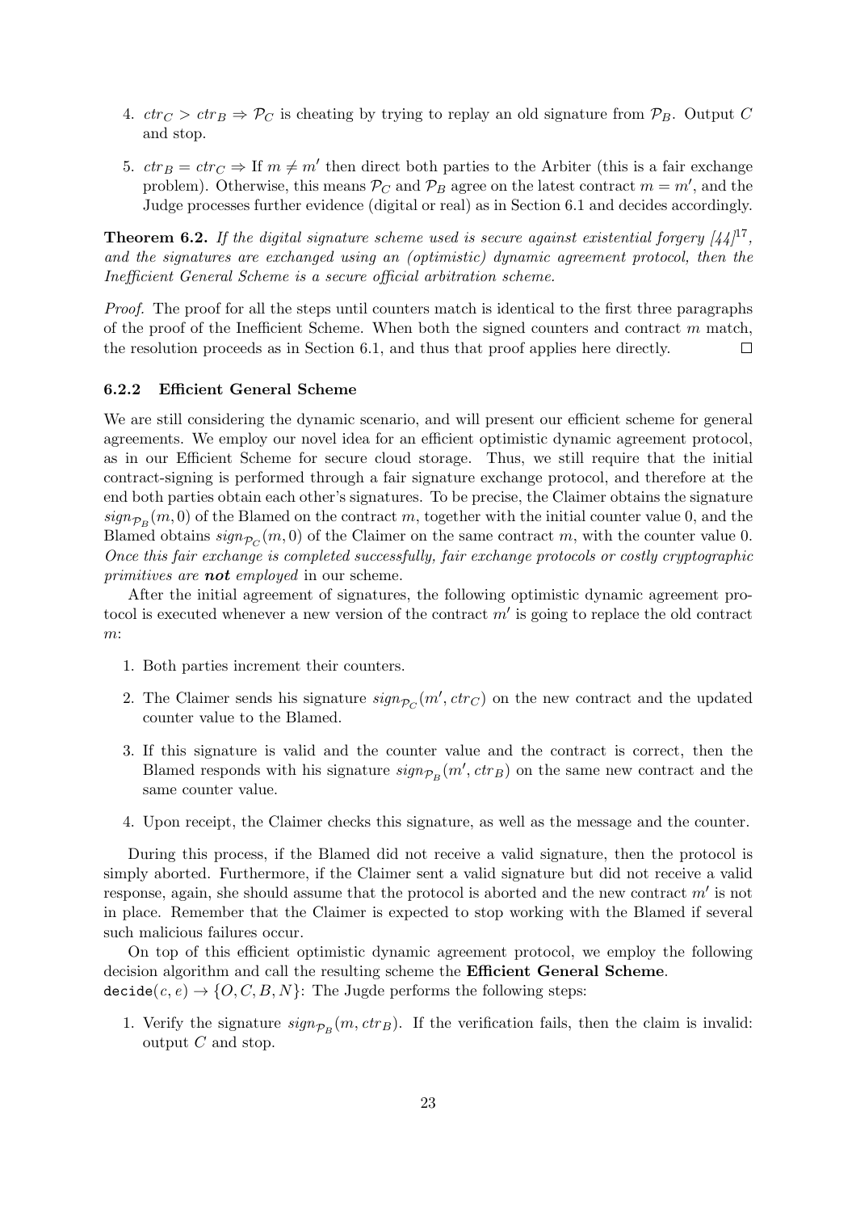4. $ctr_C > ctr_B \Rightarrow \mathcal{P}_C$ is cheating by trying to replay an old signature from $\mathcal{P}_B$. Output $C$ and stop.

5. $ctr_B = ctr_C \Rightarrow$ If $m \neq m'$ then direct both parties to the Arbiter (this is a fair exchange problem). Otherwise, this means $\mathcal{P}_C$ and $\mathcal{P}_B$ agree on the latest contract $m = m'$, and the Judge processes further evidence (digital or real) as in Section 6.1 and decides accordingly.

**Theorem 6.2.** *If the digital signature scheme used is secure against existential forgery [44][17], and the signatures are exchanged using an (optimistic) dynamic agreement protocol, then the Inefficient General Scheme is a secure official arbitration scheme.*

*Proof.* The proof for all the steps until counters match is identical to the first three paragraphs of the proof of the Inefficient Scheme. When both the signed counters and contract $m$ match, the resolution proceeds as in Section 6.1, and thus that proof applies here directly. $\square$

### 6.2.2 Efficient General Scheme

We are still considering the dynamic scenario, and will present our efficient scheme for general agreements. We employ our novel idea for an efficient optimistic dynamic agreement protocol, as in our Efficient Scheme for secure cloud storage. Thus, we still require that the initial contract-signing is performed through a fair signature exchange protocol, and therefore at the end both parties obtain each other's signatures. To be precise, the Claimer obtains the signature $sign_{\mathcal{P}_B}(m, 0)$ of the Blamed on the contract $m$, together with the initial counter value 0, and the Blamed obtains $sign_{\mathcal{P}_C}(m, 0)$ of the Claimer on the same contract $m$, with the counter value 0. *Once this fair exchange is completed successfully, fair exchange protocols or costly cryptographic primitives are **not** employed* in our scheme.

After the initial agreement of signatures, the following optimistic dynamic agreement protocol is executed whenever a new version of the contract $m'$ is going to replace the old contract $m$:

1. Both parties increment their counters.
2. The Claimer sends his signature $sign_{\mathcal{P}_C}(m', ctr_C)$ on the new contract and the updated counter value to the Blamed.
3. If this signature is valid and the counter value and the contract is correct, then the Blamed responds with his signature $sign_{\mathcal{P}_B}(m', ctr_B)$ on the same new contract and the same counter value.
4. Upon receipt, the Claimer checks this signature, as well as the message and the counter.

During this process, if the Blamed did not receive a valid signature, then the protocol is simply aborted. Furthermore, if the Claimer sent a valid signature but did not receive a valid response, again, she should assume that the protocol is aborted and the new contract $m'$ is not in place. Remember that the Claimer is expected to stop working with the Blamed if several such malicious failures occur.

On top of this efficient optimistic dynamic agreement protocol, we employ the following decision algorithm and call the resulting scheme the **Efficient General Scheme**.
$\texttt{decide}(c, e) \rightarrow \{O, C, B, N\}$: The Jugde performs the following steps:

1. Verify the signature $sign_{\mathcal{P}_B}(m, ctr_B)$. If the verification fails, then the claim is invalid: output $C$ and stop.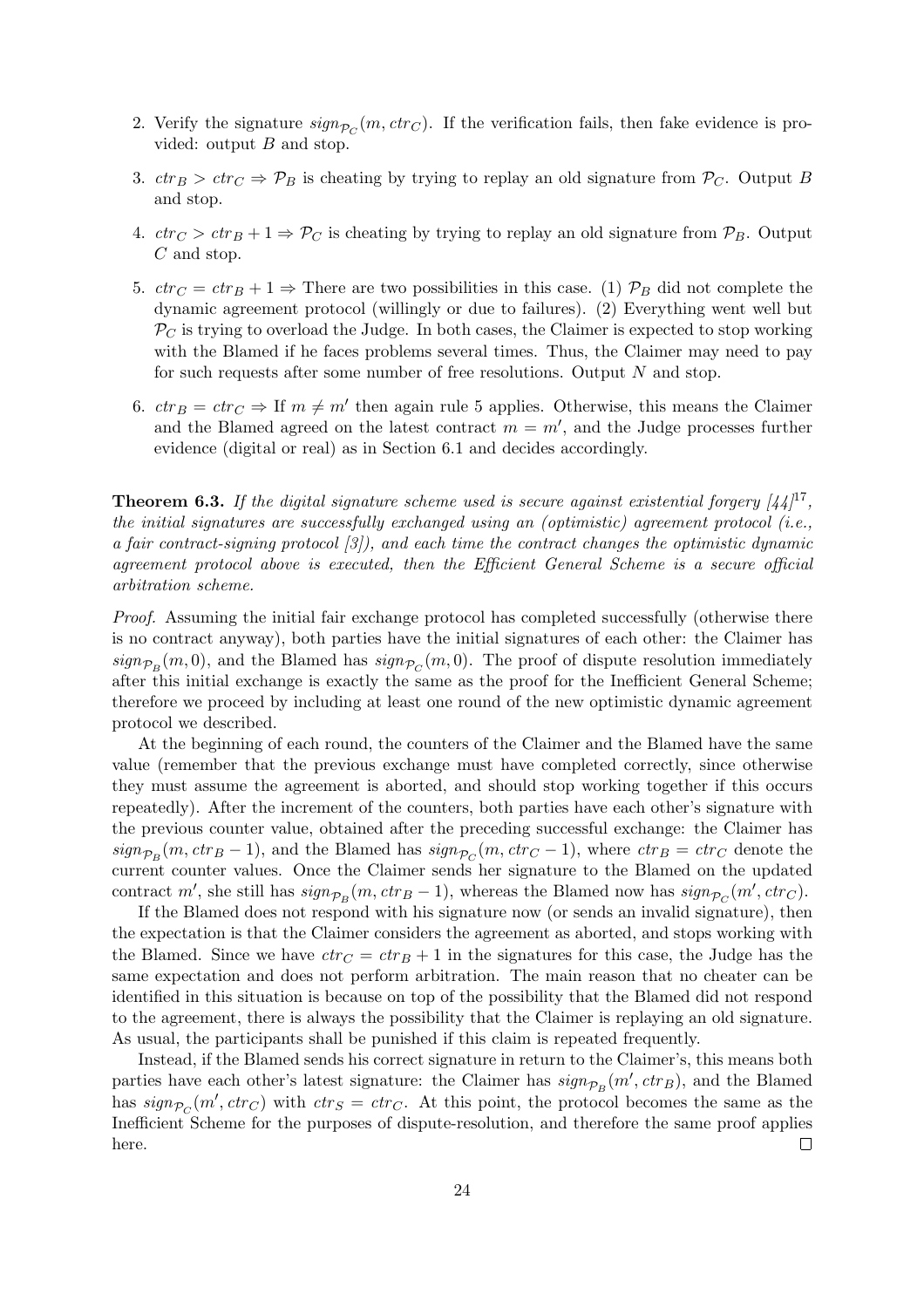2. Verify the signature $sign_{\mathcal{P}_C}(m, ctr_C)$. If the verification fails, then fake evidence is provided: output $B$ and stop.

3. $ctr_B > ctr_C \Rightarrow \mathcal{P}_B$ is cheating by trying to replay an old signature from $\mathcal{P}_C$. Output $B$ and stop.

4. $ctr_C > ctr_B + 1 \Rightarrow \mathcal{P}_C$ is cheating by trying to replay an old signature from $\mathcal{P}_B$. Output $C$ and stop.

5. $ctr_C = ctr_B + 1 \Rightarrow$ There are two possibilities in this case. (1) $\mathcal{P}_B$ did not complete the dynamic agreement protocol (willingly or due to failures). (2) Everything went well but $\mathcal{P}_C$ is trying to overload the Judge. In both cases, the Claimer is expected to stop working with the Blamed if he faces problems several times. Thus, the Claimer may need to pay for such requests after some number of free resolutions. Output $N$ and stop.

6. $ctr_B = ctr_C \Rightarrow$ If $m \neq m'$ then again rule 5 applies. Otherwise, this means the Claimer and the Blamed agreed on the latest contract $m = m'$, and the Judge processes further evidence (digital or real) as in Section 6.1 and decides accordingly.

**Theorem 6.3.** *If the digital signature scheme used is secure against existential forgery [44][17], the initial signatures are successfully exchanged using an (optimistic) agreement protocol (i.e., a fair contract-signing protocol [3]), and each time the contract changes the optimistic dynamic agreement protocol above is executed, then the Efficient General Scheme is a secure official arbitration scheme.*

*Proof.* Assuming the initial fair exchange protocol has completed successfully (otherwise there is no contract anyway), both parties have the initial signatures of each other: the Claimer has $sign_{\mathcal{P}_B}(m, 0)$, and the Blamed has $sign_{\mathcal{P}_C}(m, 0)$. The proof of dispute resolution immediately after this initial exchange is exactly the same as the proof for the Inefficient General Scheme; therefore we proceed by including at least one round of the new optimistic dynamic agreement protocol we described.

At the beginning of each round, the counters of the Claimer and the Blamed have the same value (remember that the previous exchange must have completed correctly, since otherwise they must assume the agreement is aborted, and should stop working together if this occurs repeatedly). After the increment of the counters, both parties have each other's signature with the previous counter value, obtained after the preceding successful exchange: the Claimer has $sign_{\mathcal{P}_B}(m, ctr_B - 1)$, and the Blamed has $sign_{\mathcal{P}_C}(m, ctr_C - 1)$, where $ctr_B = ctr_C$ denote the current counter values. Once the Claimer sends her signature to the Blamed on the updated contract $m'$, she still has $sign_{\mathcal{P}_B}(m, ctr_B - 1)$, whereas the Blamed now has $sign_{\mathcal{P}_C}(m', ctr_C)$.

If the Blamed does not respond with his signature now (or sends an invalid signature), then the expectation is that the Claimer considers the agreement as aborted, and stops working with the Blamed. Since we have $ctr_C = ctr_B + 1$ in the signatures for this case, the Judge has the same expectation and does not perform arbitration. The main reason that no cheater can be identified in this situation is because on top of the possibility that the Blamed did not respond to the agreement, there is always the possibility that the Claimer is replaying an old signature. As usual, the participants shall be punished if this claim is repeated frequently.

Instead, if the Blamed sends his correct signature in return to the Claimer's, this means both parties have each other's latest signature: the Claimer has $sign_{\mathcal{P}_B}(m', ctr_B)$, and the Blamed has $sign_{\mathcal{P}_C}(m', ctr_C)$ with $ctr_S = ctr_C$. At this point, the protocol becomes the same as the Inefficient Scheme for the purposes of dispute-resolution, and therefore the same proof applies here. □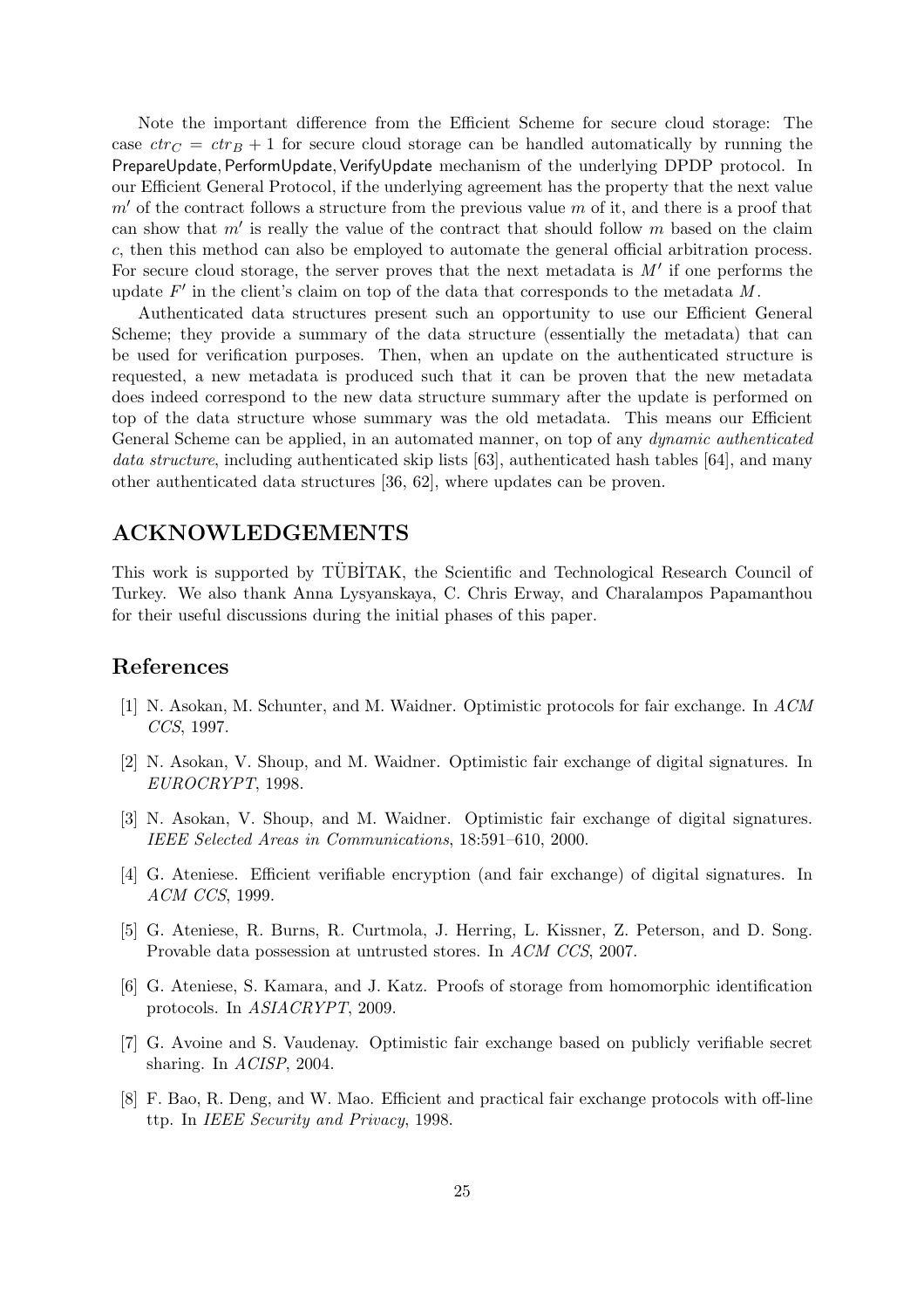Note the important difference from the Efficient Scheme for secure cloud storage: The case $ctr_C = ctr_B + 1$ for secure cloud storage can be handled automatically by running the PrepareUpdate, PerformUpdate, VerifyUpdate mechanism of the underlying DPDP protocol. In our Efficient General Protocol, if the underlying agreement has the property that the next value $m'$ of the contract follows a structure from the previous value $m$ of it, and there is a proof that can show that $m'$ is really the value of the contract that should follow $m$ based on the claim $c$, then this method can also be employed to automate the general official arbitration process. For secure cloud storage, the server proves that the next metadata is $M'$ if one performs the update $F'$ in the client's claim on top of the data that corresponds to the metadata $M$.

Authenticated data structures present such an opportunity to use our Efficient General Scheme; they provide a summary of the data structure (essentially the metadata) that can be used for verification purposes. Then, when an update on the authenticated structure is requested, a new metadata is produced such that it can be proven that the new metadata does indeed correspond to the new data structure summary after the update is performed on top of the data structure whose summary was the old metadata. This means our Efficient General Scheme can be applied, in an automated manner, on top of any *dynamic authenticated data structure*, including authenticated skip lists [63], authenticated hash tables [64], and many other authenticated data structures [36, 62], where updates can be proven.

## ACKNOWLEDGEMENTS

This work is supported by TÜBİTAK, the Scientific and Technological Research Council of Turkey. We also thank Anna Lysyanskaya, C. Chris Erway, and Charalampos Papamanthou for their useful discussions during the initial phases of this paper.

## References

[1] N. Asokan, M. Schunter, and M. Waidner. Optimistic protocols for fair exchange. In *ACM CCS*, 1997.

[2] N. Asokan, V. Shoup, and M. Waidner. Optimistic fair exchange of digital signatures. In *EUROCRYPT*, 1998.

[3] N. Asokan, V. Shoup, and M. Waidner. Optimistic fair exchange of digital signatures. *IEEE Selected Areas in Communications*, 18:591–610, 2000.

[4] G. Ateniese. Efficient verifiable encryption (and fair exchange) of digital signatures. In *ACM CCS*, 1999.

[5] G. Ateniese, R. Burns, R. Curtmola, J. Herring, L. Kissner, Z. Peterson, and D. Song. Provable data possession at untrusted stores. In *ACM CCS*, 2007.

[6] G. Ateniese, S. Kamara, and J. Katz. Proofs of storage from homomorphic identification protocols. In *ASIACRYPT*, 2009.

[7] G. Avoine and S. Vaudenay. Optimistic fair exchange based on publicly verifiable secret sharing. In *ACISP*, 2004.

[8] F. Bao, R. Deng, and W. Mao. Efficient and practical fair exchange protocols with off-line ttp. In *IEEE Security and Privacy*, 1998.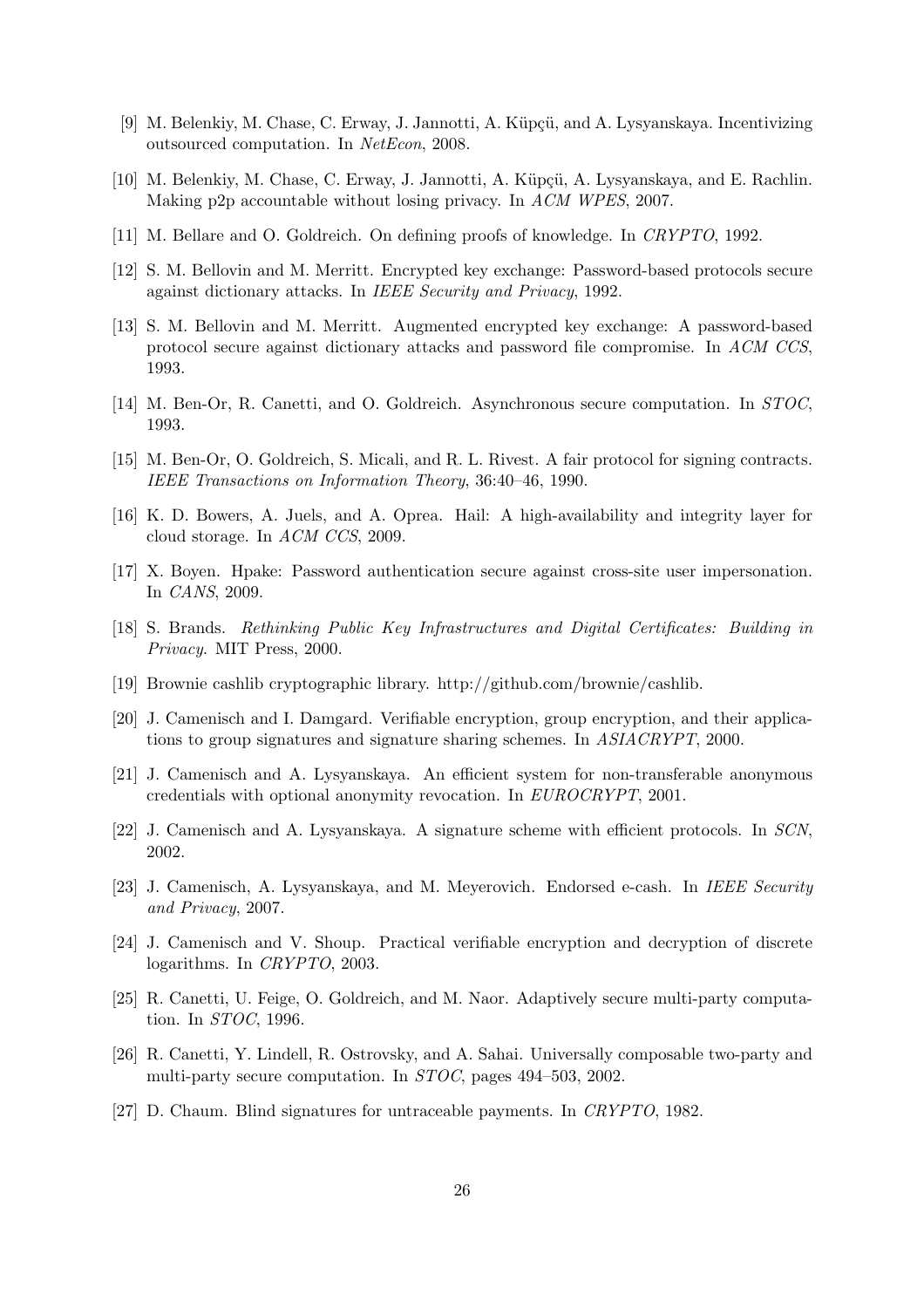[9] M. Belenkiy, M. Chase, C. Erway, J. Jannotti, A. Küpçü, and A. Lysyanskaya. Incentivizing outsourced computation. In *NetEcon*, 2008.

[10] M. Belenkiy, M. Chase, C. Erway, J. Jannotti, A. Küpçü, A. Lysyanskaya, and E. Rachlin. Making p2p accountable without losing privacy. In *ACM WPES*, 2007.

[11] M. Bellare and O. Goldreich. On defining proofs of knowledge. In *CRYPTO*, 1992.

[12] S. M. Bellovin and M. Merritt. Encrypted key exchange: Password-based protocols secure against dictionary attacks. In *IEEE Security and Privacy*, 1992.

[13] S. M. Bellovin and M. Merritt. Augmented encrypted key exchange: A password-based protocol secure against dictionary attacks and password file compromise. In *ACM CCS*, 1993.

[14] M. Ben-Or, R. Canetti, and O. Goldreich. Asynchronous secure computation. In *STOC*, 1993.

[15] M. Ben-Or, O. Goldreich, S. Micali, and R. L. Rivest. A fair protocol for signing contracts. *IEEE Transactions on Information Theory*, 36:40–46, 1990.

[16] K. D. Bowers, A. Juels, and A. Oprea. Hail: A high-availability and integrity layer for cloud storage. In *ACM CCS*, 2009.

[17] X. Boyen. Hpake: Password authentication secure against cross-site user impersonation. In *CANS*, 2009.

[18] S. Brands. *Rethinking Public Key Infrastructures and Digital Certificates: Building in Privacy*. MIT Press, 2000.

[19] Brownie cashlib cryptographic library. http://github.com/brownie/cashlib.

[20] J. Camenisch and I. Damgard. Verifiable encryption, group encryption, and their applications to group signatures and signature sharing schemes. In *ASIACRYPT*, 2000.

[21] J. Camenisch and A. Lysyanskaya. An efficient system for non-transferable anonymous credentials with optional anonymity revocation. In *EUROCRYPT*, 2001.

[22] J. Camenisch and A. Lysyanskaya. A signature scheme with efficient protocols. In *SCN*, 2002.

[23] J. Camenisch, A. Lysyanskaya, and M. Meyerovich. Endorsed e-cash. In *IEEE Security and Privacy*, 2007.

[24] J. Camenisch and V. Shoup. Practical verifiable encryption and decryption of discrete logarithms. In *CRYPTO*, 2003.

[25] R. Canetti, U. Feige, O. Goldreich, and M. Naor. Adaptively secure multi-party computation. In *STOC*, 1996.

[26] R. Canetti, Y. Lindell, R. Ostrovsky, and A. Sahai. Universally composable two-party and multi-party secure computation. In *STOC*, pages 494–503, 2002.

[27] D. Chaum. Blind signatures for untraceable payments. In *CRYPTO*, 1982.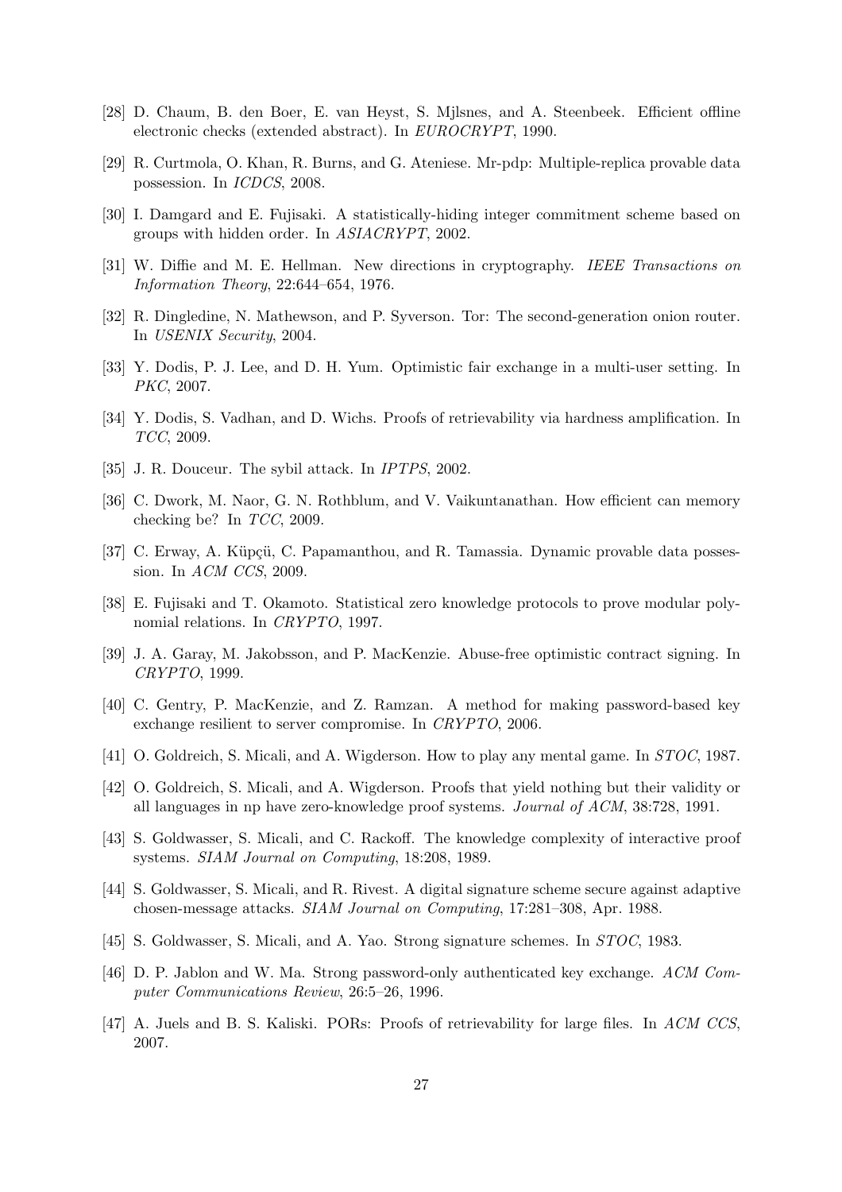[28] D. Chaum, B. den Boer, E. van Heyst, S. Mjlsnes, and A. Steenbeek. Efficient offline electronic checks (extended abstract). In *EUROCRYPT*, 1990.

[29] R. Curtmola, O. Khan, R. Burns, and G. Ateniese. Mr-pdp: Multiple-replica provable data possession. In *ICDCS*, 2008.

[30] I. Damgard and E. Fujisaki. A statistically-hiding integer commitment scheme based on groups with hidden order. In *ASIACRYPT*, 2002.

[31] W. Diffie and M. E. Hellman. New directions in cryptography. *IEEE Transactions on Information Theory*, 22:644–654, 1976.

[32] R. Dingledine, N. Mathewson, and P. Syverson. Tor: The second-generation onion router. In *USENIX Security*, 2004.

[33] Y. Dodis, P. J. Lee, and D. H. Yum. Optimistic fair exchange in a multi-user setting. In *PKC*, 2007.

[34] Y. Dodis, S. Vadhan, and D. Wichs. Proofs of retrievability via hardness amplification. In *TCC*, 2009.

[35] J. R. Douceur. The sybil attack. In *IPTPS*, 2002.

[36] C. Dwork, M. Naor, G. N. Rothblum, and V. Vaikuntanathan. How efficient can memory checking be? In *TCC*, 2009.

[37] C. Erway, A. Küpçü, C. Papamanthou, and R. Tamassia. Dynamic provable data possession. In *ACM CCS*, 2009.

[38] E. Fujisaki and T. Okamoto. Statistical zero knowledge protocols to prove modular polynomial relations. In *CRYPTO*, 1997.

[39] J. A. Garay, M. Jakobsson, and P. MacKenzie. Abuse-free optimistic contract signing. In *CRYPTO*, 1999.

[40] C. Gentry, P. MacKenzie, and Z. Ramzan. A method for making password-based key exchange resilient to server compromise. In *CRYPTO*, 2006.

[41] O. Goldreich, S. Micali, and A. Wigderson. How to play any mental game. In *STOC*, 1987.

[42] O. Goldreich, S. Micali, and A. Wigderson. Proofs that yield nothing but their validity or all languages in np have zero-knowledge proof systems. *Journal of ACM*, 38:728, 1991.

[43] S. Goldwasser, S. Micali, and C. Rackoff. The knowledge complexity of interactive proof systems. *SIAM Journal on Computing*, 18:208, 1989.

[44] S. Goldwasser, S. Micali, and R. Rivest. A digital signature scheme secure against adaptive chosen-message attacks. *SIAM Journal on Computing*, 17:281–308, Apr. 1988.

[45] S. Goldwasser, S. Micali, and A. Yao. Strong signature schemes. In *STOC*, 1983.

[46] D. P. Jablon and W. Ma. Strong password-only authenticated key exchange. *ACM Computer Communications Review*, 26:5–26, 1996.

[47] A. Juels and B. S. Kaliski. PORs: Proofs of retrievability for large files. In *ACM CCS*, 2007.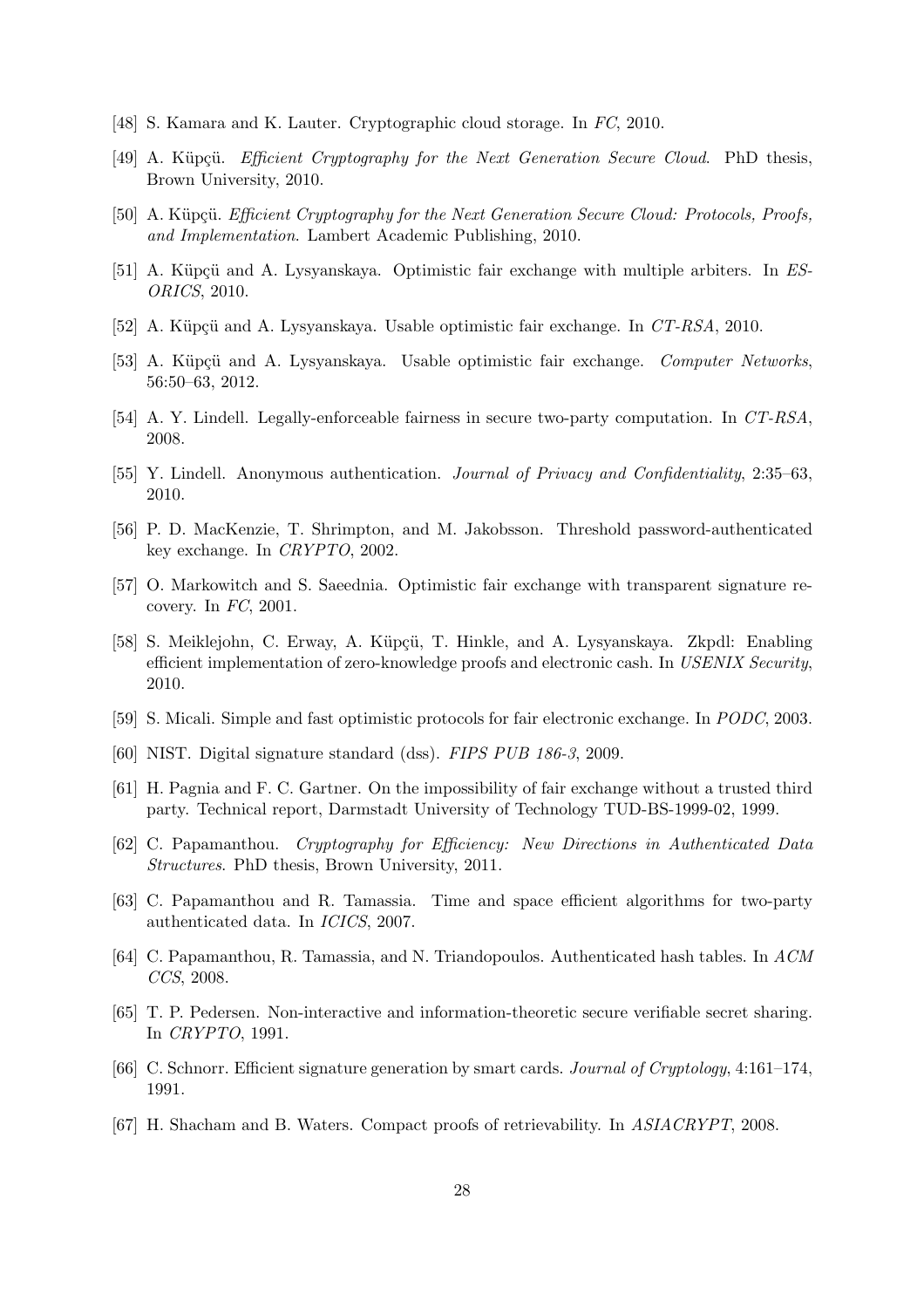[48] S. Kamara and K. Lauter. Cryptographic cloud storage. In *FC*, 2010.

[49] A. Küpçü. *Efficient Cryptography for the Next Generation Secure Cloud*. PhD thesis, Brown University, 2010.

[50] A. Küpçü. *Efficient Cryptography for the Next Generation Secure Cloud: Protocols, Proofs, and Implementation*. Lambert Academic Publishing, 2010.

[51] A. Küpçü and A. Lysyanskaya. Optimistic fair exchange with multiple arbiters. In *ESORICS*, 2010.

[52] A. Küpçü and A. Lysyanskaya. Usable optimistic fair exchange. In *CT-RSA*, 2010.

[53] A. Küpçü and A. Lysyanskaya. Usable optimistic fair exchange. *Computer Networks*, 56:50–63, 2012.

[54] A. Y. Lindell. Legally-enforceable fairness in secure two-party computation. In *CT-RSA*, 2008.

[55] Y. Lindell. Anonymous authentication. *Journal of Privacy and Confidentiality*, 2:35–63, 2010.

[56] P. D. MacKenzie, T. Shrimpton, and M. Jakobsson. Threshold password-authenticated key exchange. In *CRYPTO*, 2002.

[57] O. Markowitch and S. Saeednia. Optimistic fair exchange with transparent signature recovery. In *FC*, 2001.

[58] S. Meiklejohn, C. Erway, A. Küpçü, T. Hinkle, and A. Lysyanskaya. Zkpdl: Enabling efficient implementation of zero-knowledge proofs and electronic cash. In *USENIX Security*, 2010.

[59] S. Micali. Simple and fast optimistic protocols for fair electronic exchange. In *PODC*, 2003.

[60] NIST. Digital signature standard (dss). *FIPS PUB 186-3*, 2009.

[61] H. Pagnia and F. C. Gartner. On the impossibility of fair exchange without a trusted third party. Technical report, Darmstadt University of Technology TUD-BS-1999-02, 1999.

[62] C. Papamanthou. *Cryptography for Efficiency: New Directions in Authenticated Data Structures*. PhD thesis, Brown University, 2011.

[63] C. Papamanthou and R. Tamassia. Time and space efficient algorithms for two-party authenticated data. In *ICICS*, 2007.

[64] C. Papamanthou, R. Tamassia, and N. Triandopoulos. Authenticated hash tables. In *ACM CCS*, 2008.

[65] T. P. Pedersen. Non-interactive and information-theoretic secure verifiable secret sharing. In *CRYPTO*, 1991.

[66] C. Schnorr. Efficient signature generation by smart cards. *Journal of Cryptology*, 4:161–174, 1991.

[67] H. Shacham and B. Waters. Compact proofs of retrievability. In *ASIACRYPT*, 2008.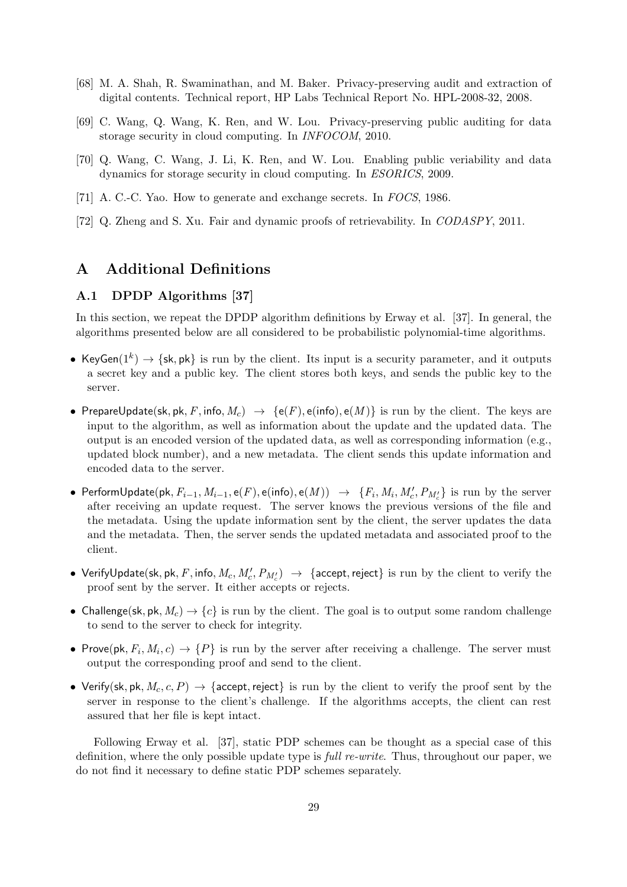[68] M. A. Shah, R. Swaminathan, and M. Baker. Privacy-preserving audit and extraction of digital contents. Technical report, HP Labs Technical Report No. HPL-2008-32, 2008.

[69] C. Wang, Q. Wang, K. Ren, and W. Lou. Privacy-preserving public auditing for data storage security in cloud computing. In *INFOCOM*, 2010.

[70] Q. Wang, C. Wang, J. Li, K. Ren, and W. Lou. Enabling public veriability and data dynamics for storage security in cloud computing. In *ESORICS*, 2009.

[71] A. C.-C. Yao. How to generate and exchange secrets. In *FOCS*, 1986.

[72] Q. Zheng and S. Xu. Fair and dynamic proofs of retrievability. In *CODASPY*, 2011.

# A Additional Definitions

## A.1 DPDP Algorithms [37]

In this section, we repeat the DPDP algorithm definitions by Erway et al. [37]. In general, the algorithms presented below are all considered to be probabilistic polynomial-time algorithms.

- $\mathsf{KeyGen}(1^k) \rightarrow \{\mathsf{sk}, \mathsf{pk}\}$ is run by the client. Its input is a security parameter, and it outputs a secret key and a public key. The client stores both keys, and sends the public key to the server.
- $\mathsf{PrepareUpdate}(\mathsf{sk}, \mathsf{pk}, F, \mathsf{info}, M_c) \rightarrow \{\mathsf{e}(F), \mathsf{e}(\mathsf{info}), \mathsf{e}(M)\}$ is run by the client. The keys are input to the algorithm, as well as information about the update and the updated data. The output is an encoded version of the updated data, as well as corresponding information (e.g., updated block number), and a new metadata. The client sends this update information and encoded data to the server.
- $\mathsf{PerformUpdate}(\mathsf{pk}, F_{i-1}, M_{i-1}, \mathsf{e}(F), \mathsf{e}(\mathsf{info}), \mathsf{e}(M)) \rightarrow \{F_i, M_i, M'_c, P_{M'_c}\}$ is run by the server after receiving an update request. The server knows the previous versions of the file and the metadata. Using the update information sent by the client, the server updates the data and the metadata. Then, the server sends the updated metadata and associated proof to the client.
- $\mathsf{VerifyUpdate}(\mathsf{sk}, \mathsf{pk}, F, \mathsf{info}, M_c, M'_c, P_{M'_c}) \rightarrow \{\mathsf{accept}, \mathsf{reject}\}$ is run by the client to verify the proof sent by the server. It either accepts or rejects.
- $\mathsf{Challenge}(\mathsf{sk}, \mathsf{pk}, M_c) \rightarrow \{c\}$ is run by the client. The goal is to output some random challenge to send to the server to check for integrity.
- $\mathsf{Prove}(\mathsf{pk}, F_i, M_i, c) \rightarrow \{P\}$ is run by the server after receiving a challenge. The server must output the corresponding proof and send to the client.
- $\mathsf{Verify}(\mathsf{sk}, \mathsf{pk}, M_c, c, P) \rightarrow \{\mathsf{accept}, \mathsf{reject}\}$ is run by the client to verify the proof sent by the server in response to the client's challenge. If the algorithms accepts, the client can rest assured that her file is kept intact.

Following Erway et al. [37], static PDP schemes can be thought as a special case of this definition, where the only possible update type is *full re-write*. Thus, throughout our paper, we do not find it necessary to define static PDP schemes separately.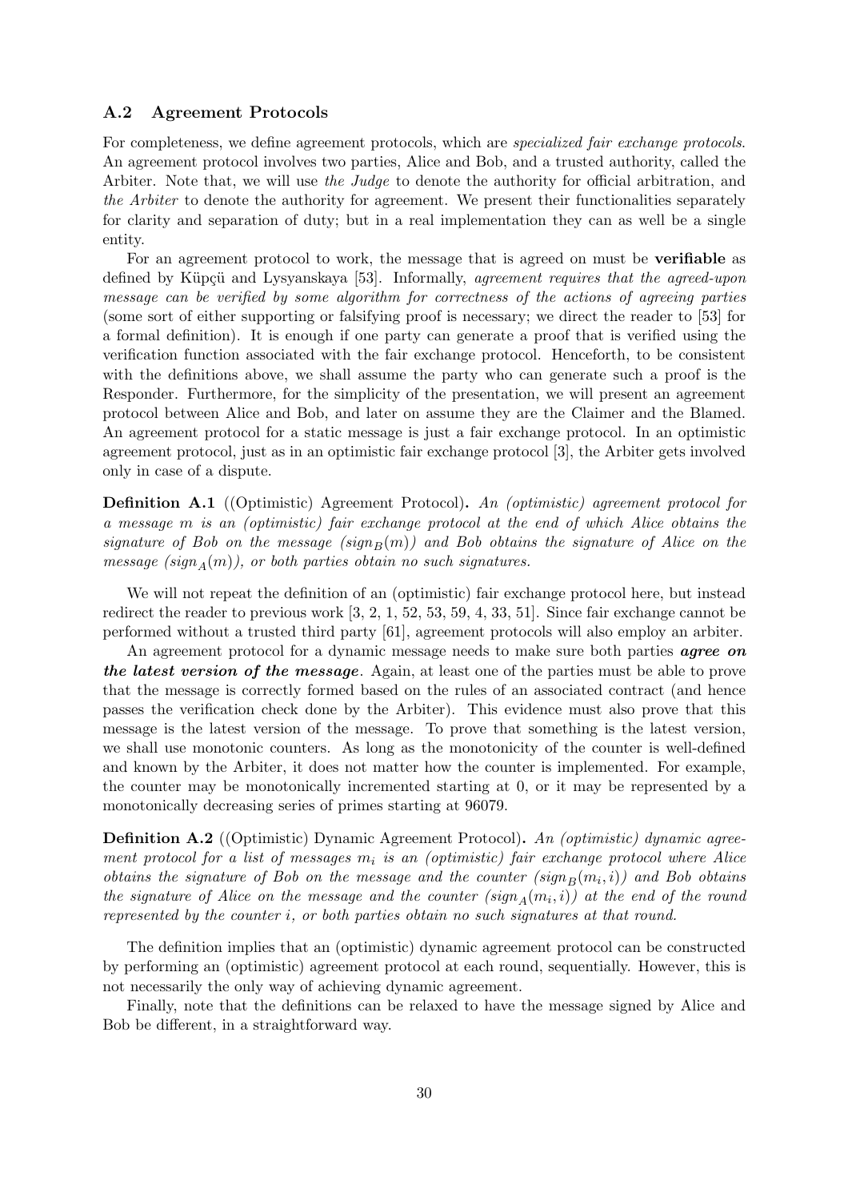### A.2 Agreement Protocols

For completeness, we define agreement protocols, which are *specialized fair exchange protocols*. An agreement protocol involves two parties, Alice and Bob, and a trusted authority, called the Arbiter. Note that, we will use *the Judge* to denote the authority for official arbitration, and *the Arbiter* to denote the authority for agreement. We present their functionalities separately for clarity and separation of duty; but in a real implementation they can as well be a single entity.

For an agreement protocol to work, the message that is agreed on must be **verifiable** as defined by Küpçü and Lysyanskaya [53]. Informally, *agreement requires that the agreed-upon message can be verified by some algorithm for correctness of the actions of agreeing parties* (some sort of either supporting or falsifying proof is necessary; we direct the reader to [53] for a formal definition). It is enough if one party can generate a proof that is verified using the verification function associated with the fair exchange protocol. Henceforth, to be consistent with the definitions above, we shall assume the party who can generate such a proof is the Responder. Furthermore, for the simplicity of the presentation, we will present an agreement protocol between Alice and Bob, and later on assume they are the Claimer and the Blamed. An agreement protocol for a static message is just a fair exchange protocol. In an optimistic agreement protocol, just as in an optimistic fair exchange protocol [3], the Arbiter gets involved only in case of a dispute.

**Definition A.1** ((Optimistic) Agreement Protocol)**.** *An (optimistic) agreement protocol for a message $m$ is an (optimistic) fair exchange protocol at the end of which Alice obtains the signature of Bob on the message ($sign_B(m)$) and Bob obtains the signature of Alice on the message ($sign_A(m)$), or both parties obtain no such signatures.*

We will not repeat the definition of an (optimistic) fair exchange protocol here, but instead redirect the reader to previous work [3, 2, 1, 52, 53, 59, 4, 33, 51]. Since fair exchange cannot be performed without a trusted third party [61], agreement protocols will also employ an arbiter.

An agreement protocol for a dynamic message needs to make sure both parties ***agree on the latest version of the message***. Again, at least one of the parties must be able to prove that the message is correctly formed based on the rules of an associated contract (and hence passes the verification check done by the Arbiter). This evidence must also prove that this message is the latest version of the message. To prove that something is the latest version, we shall use monotonic counters. As long as the monotonicity of the counter is well-defined and known by the Arbiter, it does not matter how the counter is implemented. For example, the counter may be monotonically incremented starting at 0, or it may be represented by a monotonically decreasing series of primes starting at 96079.

**Definition A.2** ((Optimistic) Dynamic Agreement Protocol)**.** *An (optimistic) dynamic agreement protocol for a list of messages $m_i$ is an (optimistic) fair exchange protocol where Alice obtains the signature of Bob on the message and the counter ($sign_B(m_i, i)$) and Bob obtains the signature of Alice on the message and the counter ($sign_A(m_i, i)$) at the end of the round represented by the counter $i$, or both parties obtain no such signatures at that round.*

The definition implies that an (optimistic) dynamic agreement protocol can be constructed by performing an (optimistic) agreement protocol at each round, sequentially. However, this is not necessarily the only way of achieving dynamic agreement.

Finally, note that the definitions can be relaxed to have the message signed by Alice and Bob be different, in a straightforward way.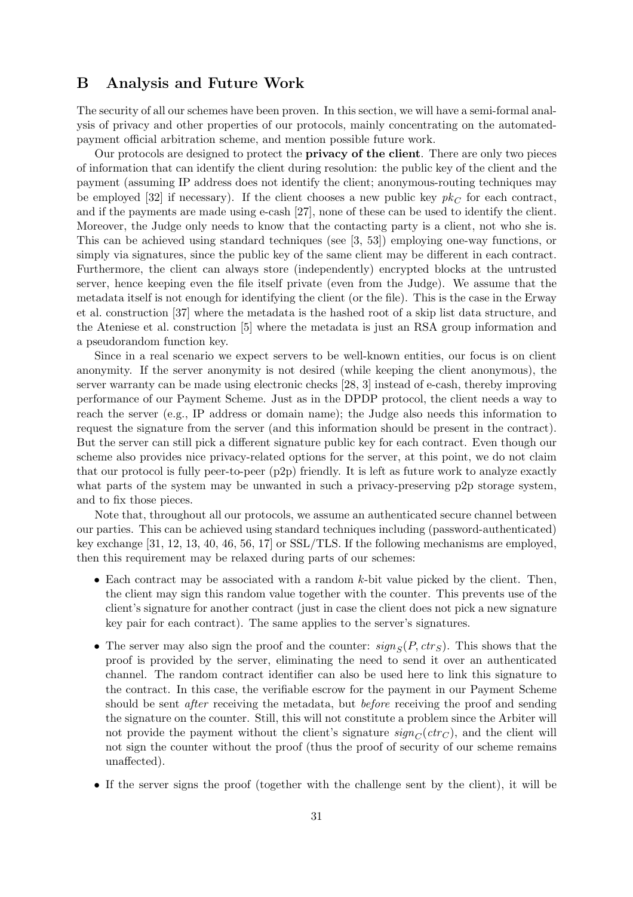## B Analysis and Future Work

The security of all our schemes have been proven. In this section, we will have a semi-formal analysis of privacy and other properties of our protocols, mainly concentrating on the automated-payment official arbitration scheme, and mention possible future work.

Our protocols are designed to protect the **privacy of the client**. There are only two pieces of information that can identify the client during resolution: the public key of the client and the payment (assuming IP address does not identify the client; anonymous-routing techniques may be employed [32] if necessary). If the client chooses a new public key $pk_C$ for each contract, and if the payments are made using e-cash [27], none of these can be used to identify the client. Moreover, the Judge only needs to know that the contacting party is a client, not who she is. This can be achieved using standard techniques (see [3, 53]) employing one-way functions, or simply via signatures, since the public key of the same client may be different in each contract. Furthermore, the client can always store (independently) encrypted blocks at the untrusted server, hence keeping even the file itself private (even from the Judge). We assume that the metadata itself is not enough for identifying the client (or the file). This is the case in the Erway et al. construction [37] where the metadata is the hashed root of a skip list data structure, and the Ateniese et al. construction [5] where the metadata is just an RSA group information and a pseudorandom function key.

Since in a real scenario we expect servers to be well-known entities, our focus is on client anonymity. If the server anonymity is not desired (while keeping the client anonymous), the server warranty can be made using electronic checks [28, 3] instead of e-cash, thereby improving performance of our Payment Scheme. Just as in the DPDP protocol, the client needs a way to reach the server (e.g., IP address or domain name); the Judge also needs this information to request the signature from the server (and this information should be present in the contract). But the server can still pick a different signature public key for each contract. Even though our scheme also provides nice privacy-related options for the server, at this point, we do not claim that our protocol is fully peer-to-peer (p2p) friendly. It is left as future work to analyze exactly what parts of the system may be unwanted in such a privacy-preserving p2p storage system, and to fix those pieces.

Note that, throughout all our protocols, we assume an authenticated secure channel between our parties. This can be achieved using standard techniques including (password-authenticated) key exchange [31, 12, 13, 40, 46, 56, 17] or SSL/TLS. If the following mechanisms are employed, then this requirement may be relaxed during parts of our schemes:

- Each contract may be associated with a random $k$-bit value picked by the client. Then, the client may sign this random value together with the counter. This prevents use of the client's signature for another contract (just in case the client does not pick a new signature key pair for each contract). The same applies to the server's signatures.
- The server may also sign the proof and the counter: $sign_S(P, ctr_S)$. This shows that the proof is provided by the server, eliminating the need to send it over an authenticated channel. The random contract identifier can also be used here to link this signature to the contract. In this case, the verifiable escrow for the payment in our Payment Scheme should be sent *after* receiving the metadata, but *before* receiving the proof and sending the signature on the counter. Still, this will not constitute a problem since the Arbiter will not provide the payment without the client's signature $sign_C(ctr_C)$, and the client will not sign the counter without the proof (thus the proof of security of our scheme remains unaffected).
- If the server signs the proof (together with the challenge sent by the client), it will be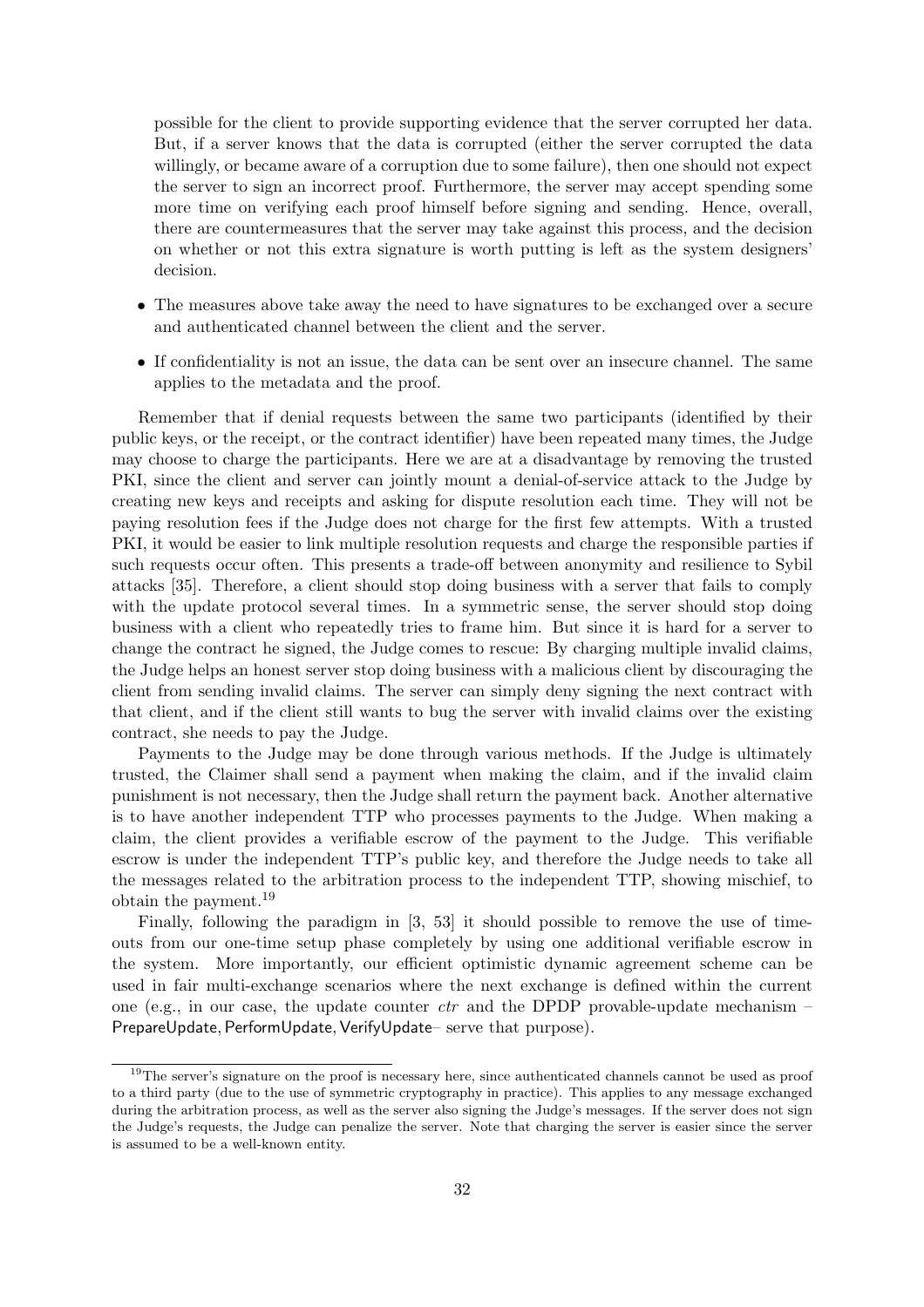possible for the client to provide supporting evidence that the server corrupted her data. But, if a server knows that the data is corrupted (either the server corrupted the data willingly, or became aware of a corruption due to some failure), then one should not expect the server to sign an incorrect proof. Furthermore, the server may accept spending some more time on verifying each proof himself before signing and sending. Hence, overall, there are countermeasures that the server may take against this process, and the decision on whether or not this extra signature is worth putting is left as the system designers' decision.

- The measures above take away the need to have signatures to be exchanged over a secure and authenticated channel between the client and the server.
- If confidentiality is not an issue, the data can be sent over an insecure channel. The same applies to the metadata and the proof.

Remember that if denial requests between the same two participants (identified by their public keys, or the receipt, or the contract identifier) have been repeated many times, the Judge may choose to charge the participants. Here we are at a disadvantage by removing the trusted PKI, since the client and server can jointly mount a denial-of-service attack to the Judge by creating new keys and receipts and asking for dispute resolution each time. They will not be paying resolution fees if the Judge does not charge for the first few attempts. With a trusted PKI, it would be easier to link multiple resolution requests and charge the responsible parties if such requests occur often. This presents a trade-off between anonymity and resilience to Sybil attacks [35]. Therefore, a client should stop doing business with a server that fails to comply with the update protocol several times. In a symmetric sense, the server should stop doing business with a client who repeatedly tries to frame him. But since it is hard for a server to change the contract he signed, the Judge comes to rescue: By charging multiple invalid claims, the Judge helps an honest server stop doing business with a malicious client by discouraging the client from sending invalid claims. The server can simply deny signing the next contract with that client, and if the client still wants to bug the server with invalid claims over the existing contract, she needs to pay the Judge.

Payments to the Judge may be done through various methods. If the Judge is ultimately trusted, the Claimer shall send a payment when making the claim, and if the invalid claim punishment is not necessary, then the Judge shall return the payment back. Another alternative is to have another independent TTP who processes payments to the Judge. When making a claim, the client provides a verifiable escrow of the payment to the Judge. This verifiable escrow is under the independent TTP's public key, and therefore the Judge needs to take all the messages related to the arbitration process to the independent TTP, showing mischief, to obtain the payment.[19]

Finally, following the paradigm in [3, 53] it should possible to remove the use of time-outs from our one-time setup phase completely by using one additional verifiable escrow in the system. More importantly, our efficient optimistic dynamic agreement scheme can be used in fair multi-exchange scenarios where the next exchange is defined within the current one (e.g., in our case, the update counter *ctr* and the DPDP provable-update mechanism – PrepareUpdate, PerformUpdate, VerifyUpdate– serve that purpose).

[19] The server's signature on the proof is necessary here, since authenticated channels cannot be used as proof to a third party (due to the use of symmetric cryptography in practice). This applies to any message exchanged during the arbitration process, as well as the server also signing the Judge's messages. If the server does not sign the Judge's requests, the Judge can penalize the server. Note that charging the server is easier since the server is assumed to be a well-known entity.